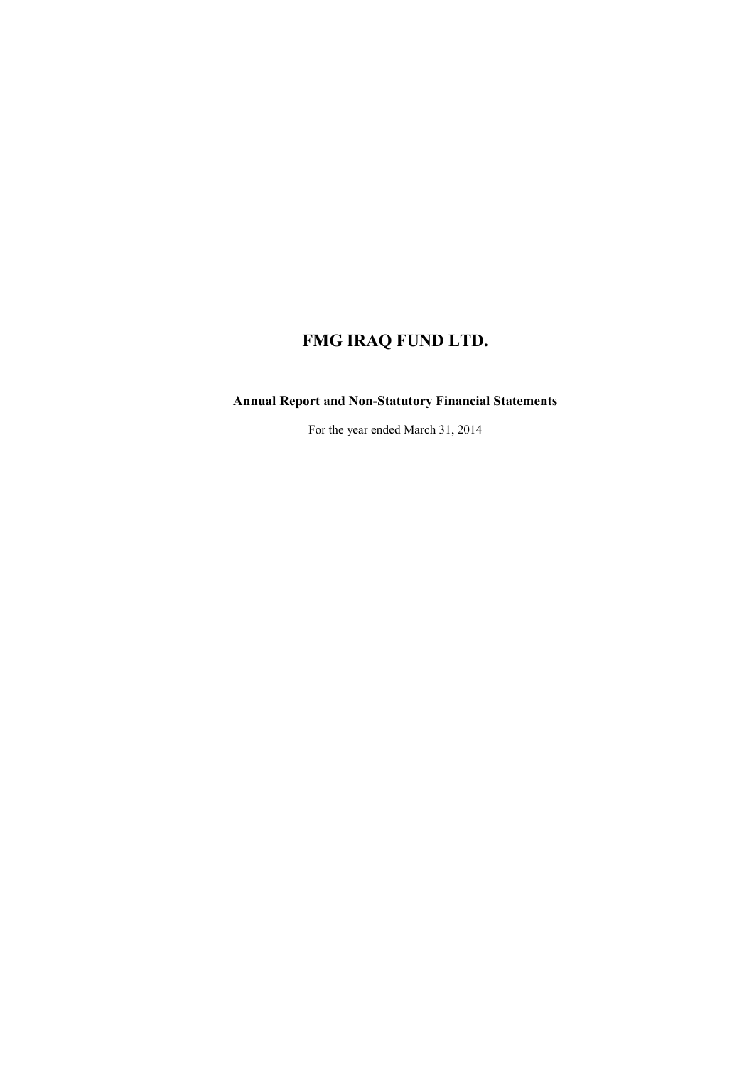# FMG IRAQ FUND LTD.

**Annual Report and Non-Statutory Financial Statements**

For the year ended March 31, 2014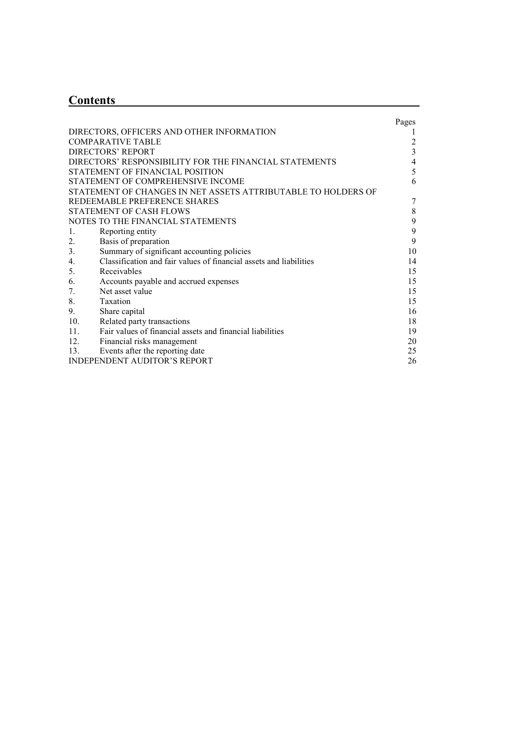## Contents

| | | Pages |
|---|---|---|
| DIRECTORS, OFFICERS AND OTHER INFORMATION | | 1 |
| COMPARATIVE TABLE | | 2 |
| DIRECTORS' REPORT | | 3 |
| DIRECTORS' RESPONSIBILITY FOR THE FINANCIAL STATEMENTS | | 4 |
| STATEMENT OF FINANCIAL POSITION | | 5 |
| STATEMENT OF COMPREHENSIVE INCOME | | 6 |
| STATEMENT OF CHANGES IN NET ASSETS ATTRIBUTABLE TO HOLDERS OF REDEEMABLE PREFERENCE SHARES | | 7 |
| STATEMENT OF CASH FLOWS | | 8 |
| NOTES TO THE FINANCIAL STATEMENTS | | 9 |
| 1. | Reporting entity | 9 |
| 2. | Basis of preparation | 9 |
| 3. | Summary of significant accounting policies | 10 |
| 4. | Classification and fair values of financial assets and liabilities | 14 |
| 5. | Receivables | 15 |
| 6. | Accounts payable and accrued expenses | 15 |
| 7. | Net asset value | 15 |
| 8. | Taxation | 15 |
| 9. | Share capital | 16 |
| 10. | Related party transactions | 18 |
| 11. | Fair values of financial assets and financial liabilities | 19 |
| 12. | Financial risks management | 20 |
| 13. | Events after the reporting date | 25 |
| INDEPENDENT AUDITOR'S REPORT | | 26 |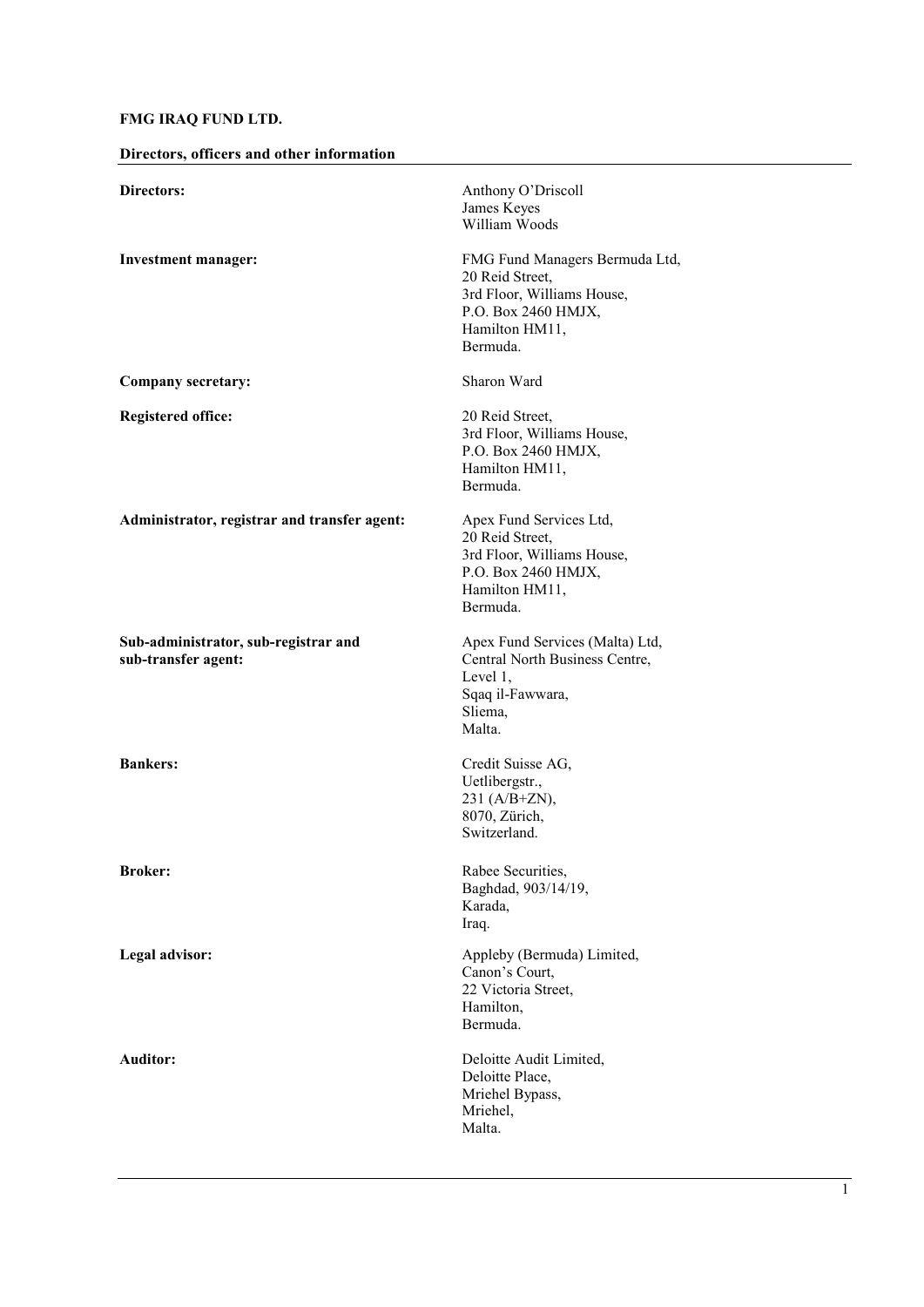**FMG IRAQ FUND LTD.**

**Directors, officers and other information**

| | |
|---|---|
| **Directors:** | Anthony O'Driscoll<br>James Keyes<br>William Woods |
| **Investment manager:** | FMG Fund Managers Bermuda Ltd,<br>20 Reid Street,<br>3rd Floor, Williams House,<br>P.O. Box 2460 HMJX,<br>Hamilton HM11,<br>Bermuda. |
| **Company secretary:** | Sharon Ward |
| **Registered office:** | 20 Reid Street,<br>3rd Floor, Williams House,<br>P.O. Box 2460 HMJX,<br>Hamilton HM11,<br>Bermuda. |
| **Administrator, registrar and transfer agent:** | Apex Fund Services Ltd,<br>20 Reid Street,<br>3rd Floor, Williams House,<br>P.O. Box 2460 HMJX,<br>Hamilton HM11,<br>Bermuda. |
| **Sub-administrator, sub-registrar and sub-transfer agent:** | Apex Fund Services (Malta) Ltd,<br>Central North Business Centre,<br>Level 1,<br>Sqaq il-Fawwara,<br>Sliema,<br>Malta. |
| **Bankers:** | Credit Suisse AG,<br>Uetlibergstr.,<br>231 (A/B+ZN),<br>8070, Zürich,<br>Switzerland. |
| **Broker:** | Rabee Securities,<br>Baghdad, 903/14/19,<br>Karada,<br>Iraq. |
| **Legal advisor:** | Appleby (Bermuda) Limited,<br>Canon's Court,<br>22 Victoria Street,<br>Hamilton,<br>Bermuda. |
| **Auditor:** | Deloitte Audit Limited,<br>Deloitte Place,<br>Mriehel Bypass,<br>Mriehel,<br>Malta. |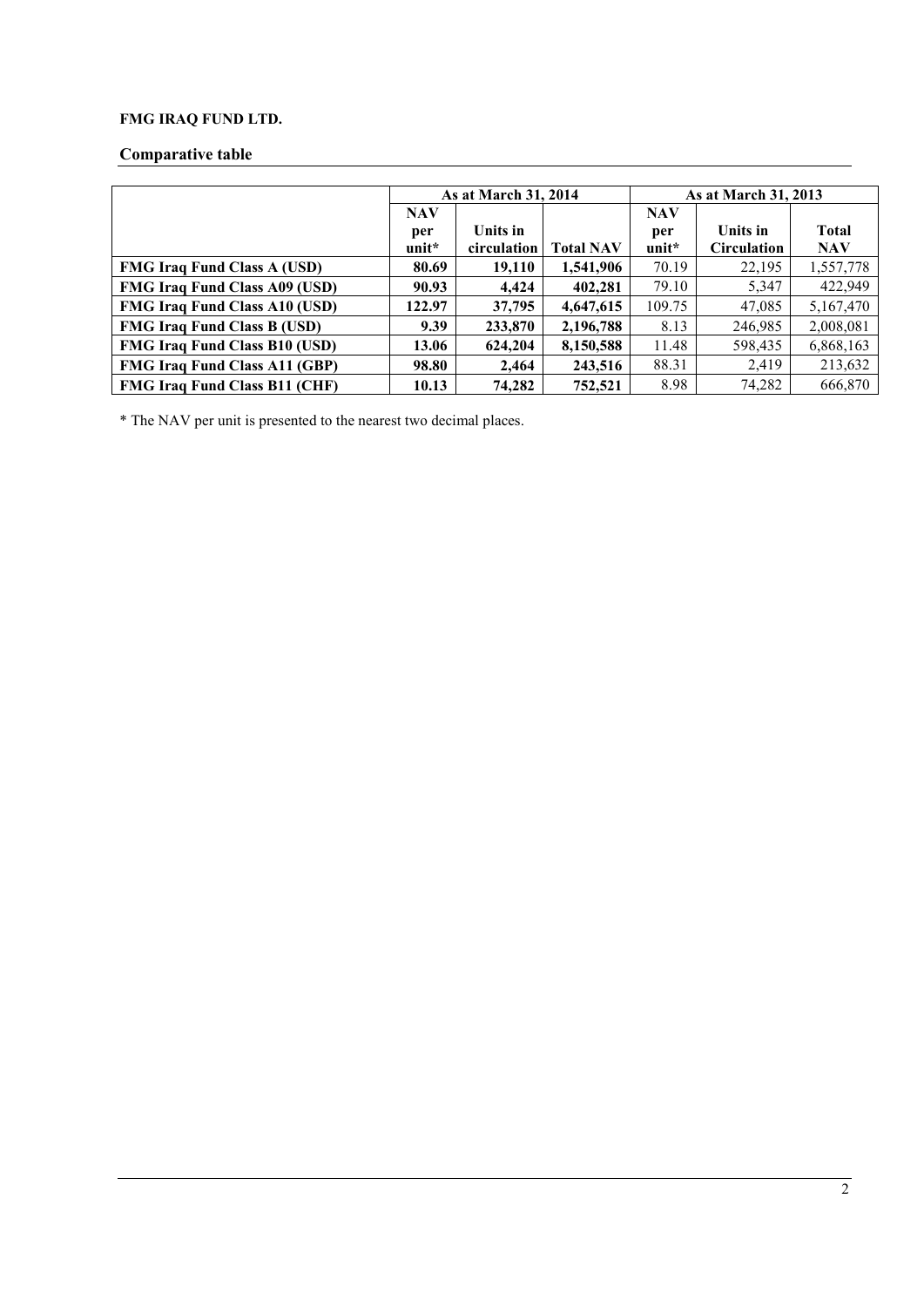**FMG IRAQ FUND LTD.**

## Comparative table

| | As at March 31, 2014 | | | As at March 31, 2013 | | |
|---|---|---|---|---|---|---|
| | **NAV per unit*** | **Units in circulation** | **Total NAV** | **NAV per unit*** | **Units in Circulation** | **Total NAV** |
| **FMG Iraq Fund Class A (USD)** | **80.69** | **19,110** | **1,541,906** | 70.19 | 22,195 | 1,557,778 |
| **FMG Iraq Fund Class A09 (USD)** | **90.93** | **4,424** | **402,281** | 79.10 | 5,347 | 422,949 |
| **FMG Iraq Fund Class A10 (USD)** | **122.97** | **37,795** | **4,647,615** | 109.75 | 47,085 | 5,167,470 |
| **FMG Iraq Fund Class B (USD)** | **9.39** | **233,870** | **2,196,788** | 8.13 | 246,985 | 2,008,081 |
| **FMG Iraq Fund Class B10 (USD)** | **13.06** | **624,204** | **8,150,588** | 11.48 | 598,435 | 6,868,163 |
| **FMG Iraq Fund Class A11 (GBP)** | **98.80** | **2,464** | **243,516** | 88.31 | 2,419 | 213,632 |
| **FMG Iraq Fund Class B11 (CHF)** | **10.13** | **74,282** | **752,521** | 8.98 | 74,282 | 666,870 |

* The NAV per unit is presented to the nearest two decimal places.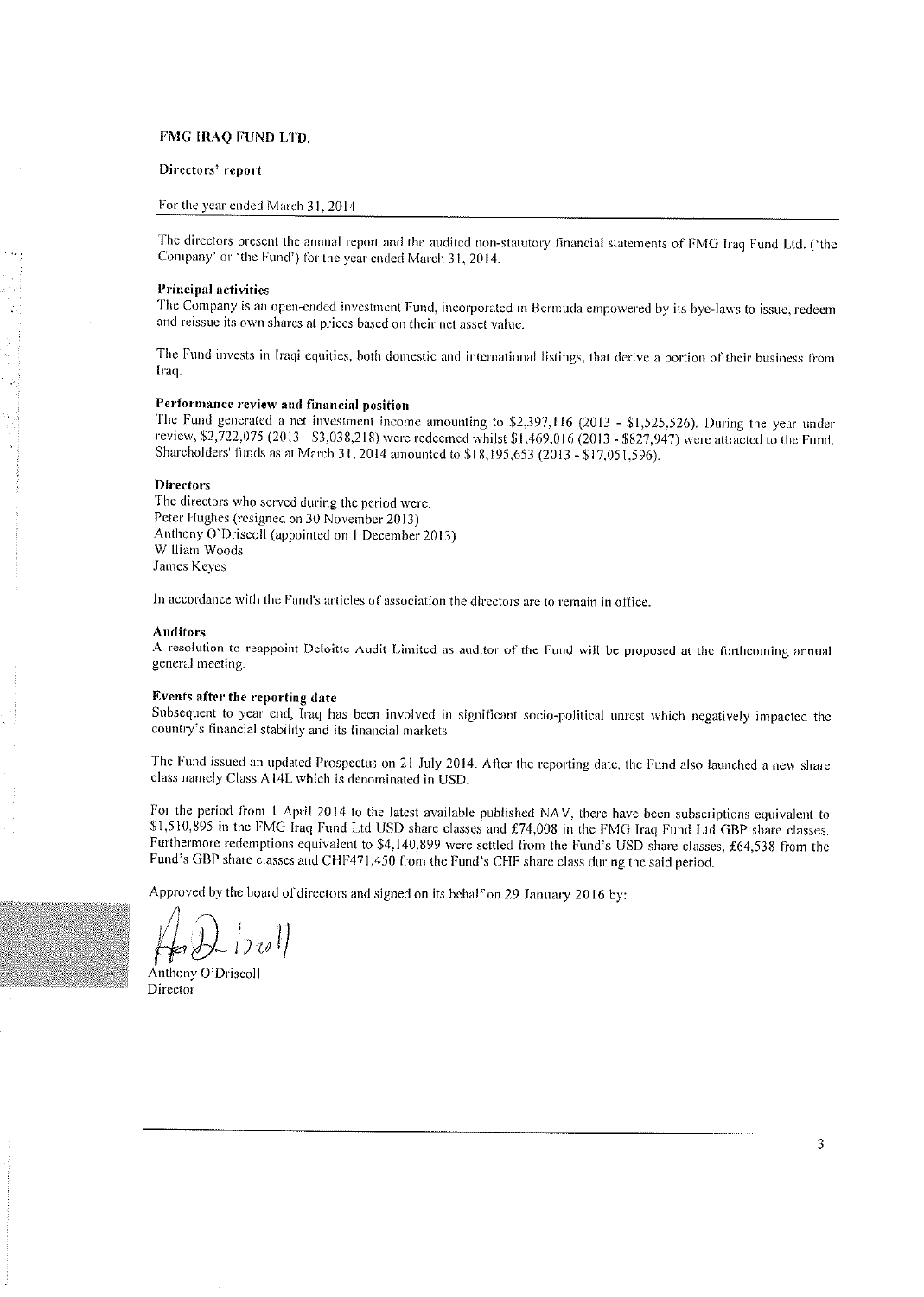# FMG IRAQ FUND LTD.

## Directors' report

For the year ended March 31, 2014

The directors present the annual report and the audited non-statutory financial statements of FMG Iraq Fund Ltd. ('the Company' or 'the Fund') for the year ended March 31, 2014.

### Principal activities

The Company is an open-ended investment Fund, incorporated in Bermuda empowered by its bye-laws to issue, redeem and reissue its own shares at prices based on their net asset value.

The Fund invests in Iraqi equities, both domestic and international listings, that derive a portion of their business from Iraq.

### Performance review and financial position

The Fund generated a net investment income amounting to $2,397,116 (2013 - $1,525,526). During the year under review, $2,722,075 (2013 - $3,038,218) were redeemed whilst $1,469,016 (2013 - $827,947) were attracted to the Fund. Shareholders' funds as at March 31, 2014 amounted to $18,195,653 (2013 - $17,051,596).

### Directors

The directors who served during the period were:
Peter Hughes (resigned on 30 November 2013)
Anthony O'Driscoll (appointed on 1 December 2013)
William Woods
James Keyes

In accordance with the Fund's articles of association the directors are to remain in office.

### Auditors

A resolution to reappoint Deloitte Audit Limited as auditor of the Fund will be proposed at the forthcoming annual general meeting.

### Events after the reporting date

Subsequent to year end, Iraq has been involved in significant socio-political unrest which negatively impacted the country's financial stability and its financial markets.

The Fund issued an updated Prospectus on 21 July 2014. After the reporting date, the Fund also launched a new share class namely Class A14L which is denominated in USD.

For the period from 1 April 2014 to the latest available published NAV, there have been subscriptions equivalent to $1,510,895 in the FMG Iraq Fund Ltd USD share classes and £74,008 in the FMG Iraq Fund Ltd GBP share classes. Furthermore redemptions equivalent to $4,140,899 were settled from the Fund's USD share classes, £64,538 from the Fund's GBP share classes and CHF471,450 from the Fund's CHF share class during the said period.

Approved by the board of directors and signed on its behalf on 29 January 2016 by:

Anthony O'Driscoll
Director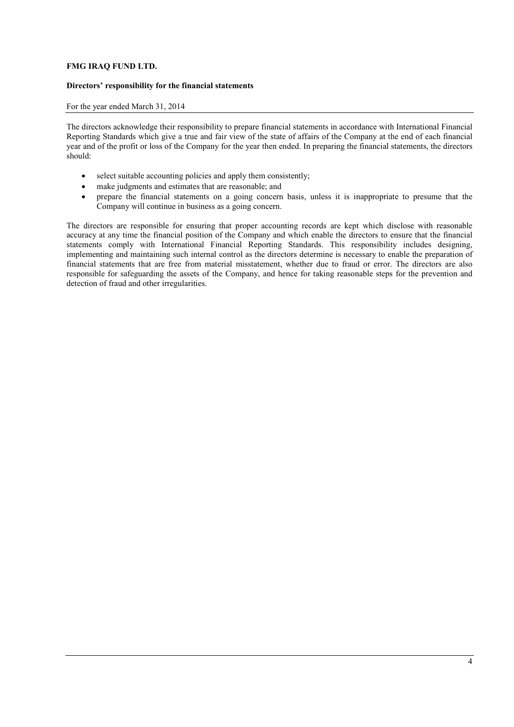**FMG IRAQ FUND LTD.**

**Directors' responsibility for the financial statements**

For the year ended March 31, 2014

The directors acknowledge their responsibility to prepare financial statements in accordance with International Financial Reporting Standards which give a true and fair view of the state of affairs of the Company at the end of each financial year and of the profit or loss of the Company for the year then ended. In preparing the financial statements, the directors should:

- select suitable accounting policies and apply them consistently;
- make judgments and estimates that are reasonable; and
- prepare the financial statements on a going concern basis, unless it is inappropriate to presume that the Company will continue in business as a going concern.

The directors are responsible for ensuring that proper accounting records are kept which disclose with reasonable accuracy at any time the financial position of the Company and which enable the directors to ensure that the financial statements comply with International Financial Reporting Standards. This responsibility includes designing, implementing and maintaining such internal control as the directors determine is necessary to enable the preparation of financial statements that are free from material misstatement, whether due to fraud or error. The directors are also responsible for safeguarding the assets of the Company, and hence for taking reasonable steps for the prevention and detection of fraud and other irregularities.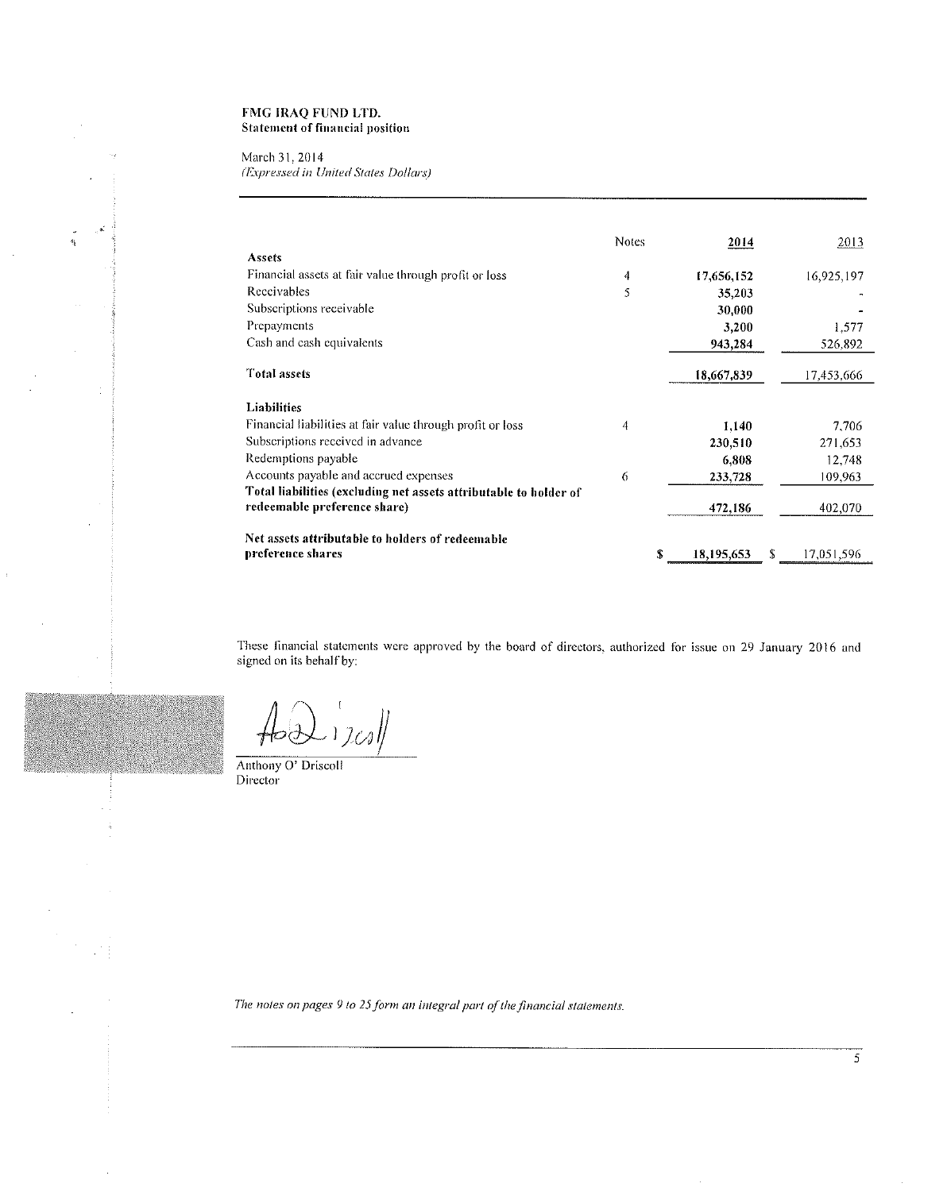**FMG IRAQ FUND LTD.**
**Statement of financial position**

March 31, 2014
*(Expressed in United States Dollars)*

| | Notes | 2014 | 2013 |
|---|---|---|---|
| **Assets** | | | |
| Financial assets at fair value through profit or loss | 4 | 17,656,152 | 16,925,197 |
| Receivables | 5 | 35,203 | - |
| Subscriptions receivable | | 30,000 | - |
| Prepayments | | 3,200 | 1,577 |
| Cash and cash equivalents | | 943,284 | 526,892 |
| **Total assets** | | 18,667,839 | 17,453,666 |
| **Liabilities** | | | |
| Financial liabilities at fair value through profit or loss | 4 | 1,140 | 7,706 |
| Subscriptions received in advance | | 230,510 | 271,653 |
| Redemptions payable | | 6,808 | 12,748 |
| Accounts payable and accrued expenses | 6 | 233,728 | 109,963 |
| **Total liabilities (excluding net assets attributable to holder of redeemable preference share)** | | 472,186 | 402,070 |
| **Net assets attributable to holders of redeemable preference shares** | | $ 18,195,653 | $ 17,051,596 |

These financial statements were approved by the board of directors, authorized for issue on 29 January 2016 and signed on its behalf by:

Anthony O' Driscoll
Director

*The notes on pages 9 to 25 form an integral part of the financial statements.*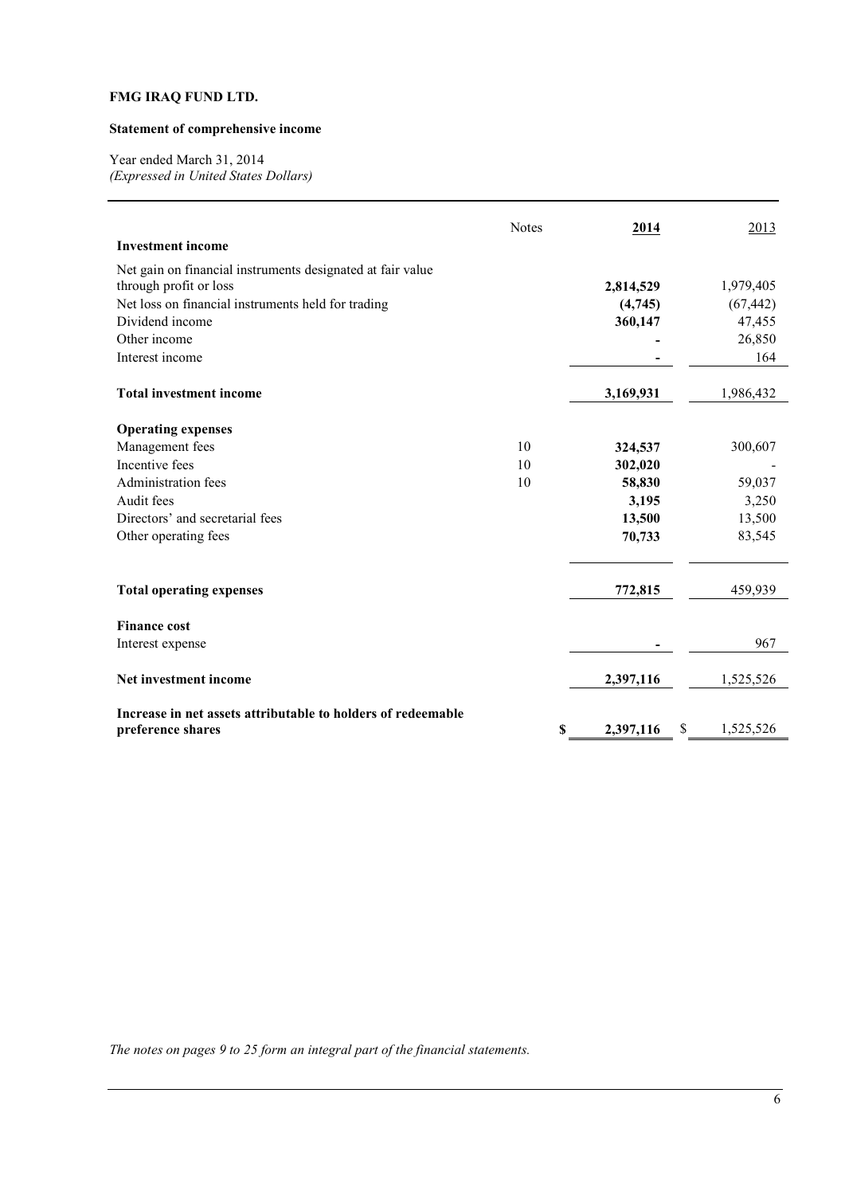**FMG IRAQ FUND LTD.**

**Statement of comprehensive income**

Year ended March 31, 2014
*(Expressed in United States Dollars)*

| | Notes | 2014 | 2013 |
|---|---|---|---|
| **Investment income** | | | |
| Net gain on financial instruments designated at fair value through profit or loss | | **2,814,529** | 1,979,405 |
| Net loss on financial instruments held for trading | | **(4,745)** | (67,442) |
| Dividend income | | **360,147** | 47,455 |
| Other income | | **-** | 26,850 |
| Interest income | | **-** | 164 |
| **Total investment income** | | **3,169,931** | 1,986,432 |
| **Operating expenses** | | | |
| Management fees | 10 | **324,537** | 300,607 |
| Incentive fees | 10 | **302,020** | - |
| Administration fees | 10 | **58,830** | 59,037 |
| Audit fees | | **3,195** | 3,250 |
| Directors' and secretarial fees | | **13,500** | 13,500 |
| Other operating fees | | **70,733** | 83,545 |
| **Total operating expenses** | | **772,815** | 459,939 |
| **Finance cost** | | | |
| Interest expense | | **-** | 967 |
| **Net investment income** | | **2,397,116** | 1,525,526 |
| **Increase in net assets attributable to holders of redeemable preference shares** | | **$ 2,397,116** | $ 1,525,526 |

*The notes on pages 9 to 25 form an integral part of the financial statements.*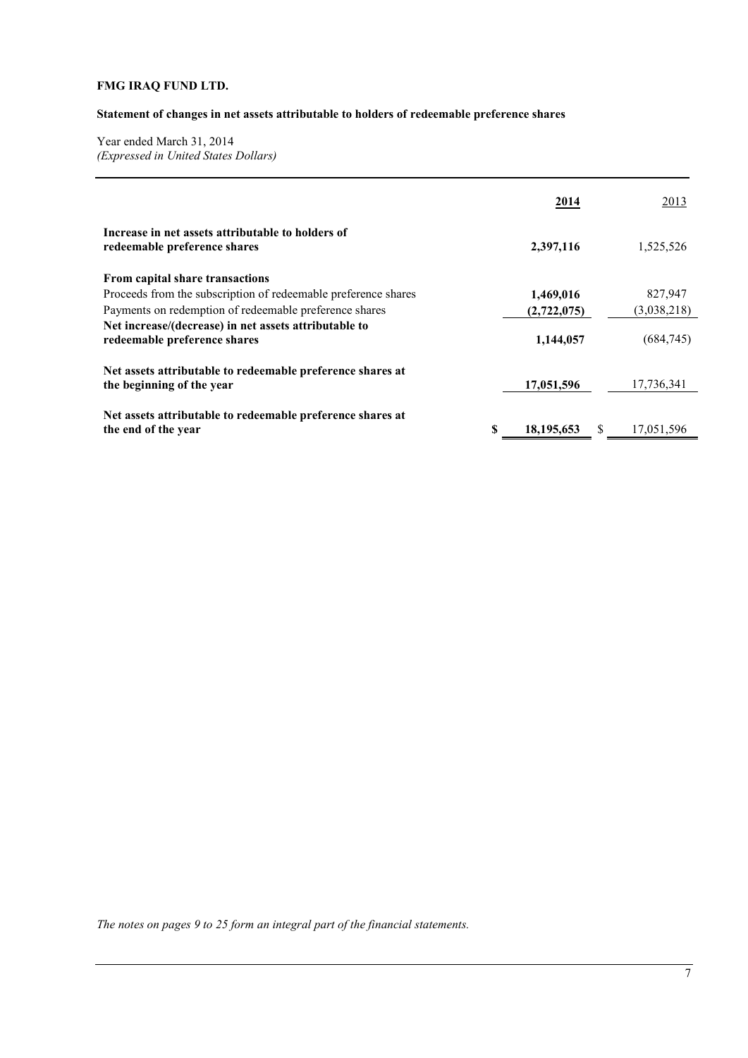**FMG IRAQ FUND LTD.**

**Statement of changes in net assets attributable to holders of redeemable preference shares**

Year ended March 31, 2014
*(Expressed in United States Dollars)*

| | 2014 | 2013 |
|---|---|---|
| **Increase in net assets attributable to holders of redeemable preference shares** | **2,397,116** | 1,525,526 |
| **From capital share transactions** | | |
| Proceeds from the subscription of redeemable preference shares | **1,469,016** | 827,947 |
| Payments on redemption of redeemable preference shares | **(2,722,075)** | (3,038,218) |
| **Net increase/(decrease) in net assets attributable to redeemable preference shares** | **1,144,057** | (684,745) |
| **Net assets attributable to redeemable preference shares at the beginning of the year** | **17,051,596** | 17,736,341 |
| **Net assets attributable to redeemable preference shares at the end of the year** | **$ 18,195,653** | $ 17,051,596 |

*The notes on pages 9 to 25 form an integral part of the financial statements.*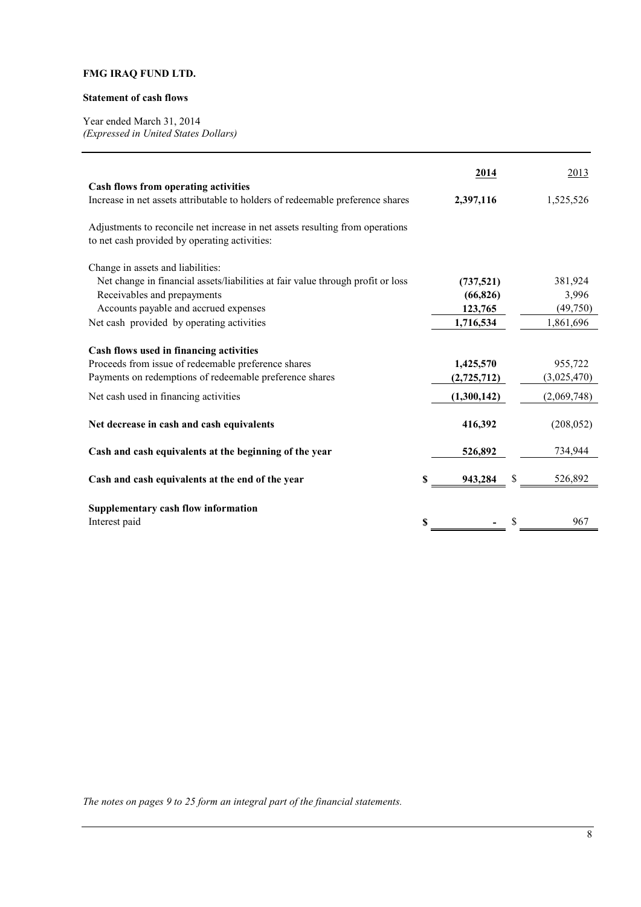**FMG IRAQ FUND LTD.**

**Statement of cash flows**

Year ended March 31, 2014
*(Expressed in United States Dollars)*

| | 2014 | 2013 |
|---|---|---|
| **Cash flows from operating activities** | | |
| Increase in net assets attributable to holders of redeemable preference shares | **2,397,116** | 1,525,526 |
| Adjustments to reconcile net increase in net assets resulting from operations to net cash provided by operating activities: | | |
| Change in assets and liabilities: | | |
| Net change in financial assets/liabilities at fair value through profit or loss | **(737,521)** | 381,924 |
| Receivables and prepayments | **(66,826)** | 3,996 |
| Accounts payable and accrued expenses | **123,765** | (49,750) |
| Net cash provided by operating activities | **1,716,534** | 1,861,696 |
| **Cash flows used in financing activities** | | |
| Proceeds from issue of redeemable preference shares | **1,425,570** | 955,722 |
| Payments on redemptions of redeemable preference shares | **(2,725,712)** | (3,025,470) |
| Net cash used in financing activities | **(1,300,142)** | (2,069,748) |
| **Net decrease in cash and cash equivalents** | **416,392** | (208,052) |
| **Cash and cash equivalents at the beginning of the year** | **526,892** | 734,944 |
| **Cash and cash equivalents at the end of the year** | **$ 943,284** | $ 526,892 |
| **Supplementary cash flow information** | | |
| Interest paid | **$ -** | $ 967 |

*The notes on pages 9 to 25 form an integral part of the financial statements.*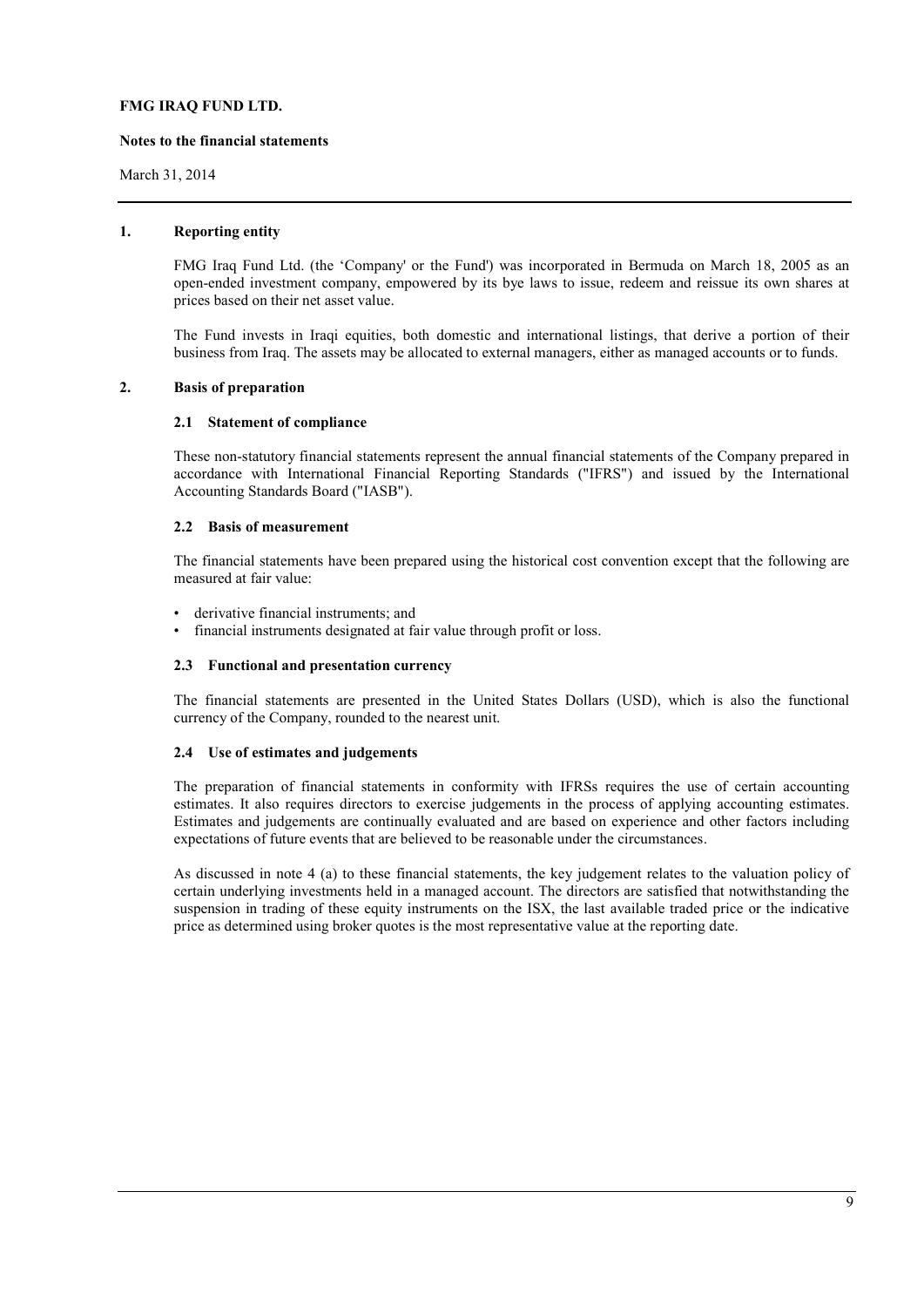**FMG IRAQ FUND LTD.**

**Notes to the financial statements**

March 31, 2014

## 1. Reporting entity

FMG Iraq Fund Ltd. (the 'Company' or the Fund') was incorporated in Bermuda on March 18, 2005 as an open-ended investment company, empowered by its bye laws to issue, redeem and reissue its own shares at prices based on their net asset value.

The Fund invests in Iraqi equities, both domestic and international listings, that derive a portion of their business from Iraq. The assets may be allocated to external managers, either as managed accounts or to funds.

## 2. Basis of preparation

### 2.1 Statement of compliance

These non-statutory financial statements represent the annual financial statements of the Company prepared in accordance with International Financial Reporting Standards ("IFRS") and issued by the International Accounting Standards Board ("IASB").

### 2.2 Basis of measurement

The financial statements have been prepared using the historical cost convention except that the following are measured at fair value:

- derivative financial instruments; and
- financial instruments designated at fair value through profit or loss.

### 2.3 Functional and presentation currency

The financial statements are presented in the United States Dollars (USD), which is also the functional currency of the Company, rounded to the nearest unit.

### 2.4 Use of estimates and judgements

The preparation of financial statements in conformity with IFRSs requires the use of certain accounting estimates. It also requires directors to exercise judgements in the process of applying accounting estimates. Estimates and judgements are continually evaluated and are based on experience and other factors including expectations of future events that are believed to be reasonable under the circumstances.

As discussed in note 4 (a) to these financial statements, the key judgement relates to the valuation policy of certain underlying investments held in a managed account. The directors are satisfied that notwithstanding the suspension in trading of these equity instruments on the ISX, the last available traded price or the indicative price as determined using broker quotes is the most representative value at the reporting date.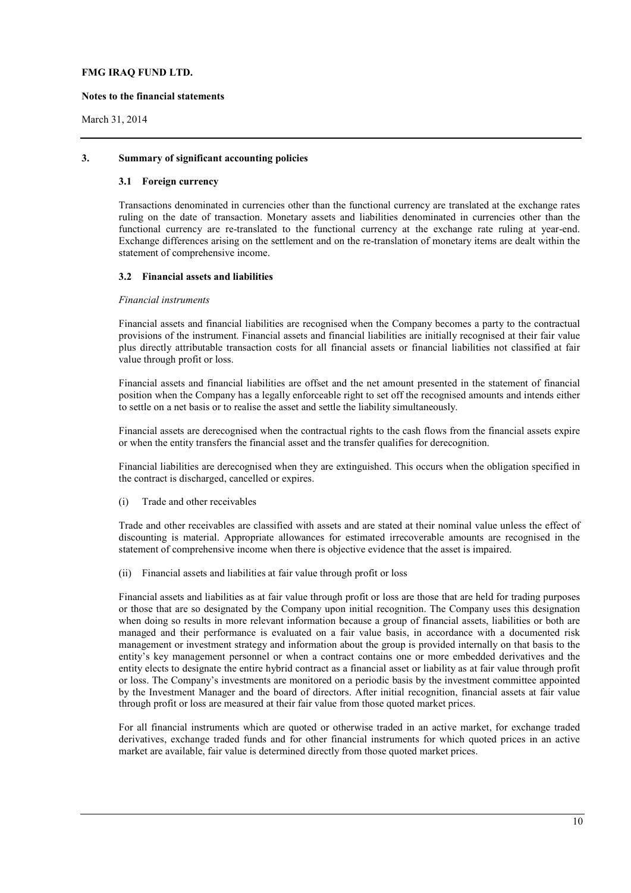## 3. Summary of significant accounting policies

### 3.1 Foreign currency

Transactions denominated in currencies other than the functional currency are translated at the exchange rates ruling on the date of transaction. Monetary assets and liabilities denominated in currencies other than the functional currency are re-translated to the functional currency at the exchange rate ruling at year-end. Exchange differences arising on the settlement and on the re-translation of monetary items are dealt within the statement of comprehensive income.

### 3.2 Financial assets and liabilities

*Financial instruments*

Financial assets and financial liabilities are recognised when the Company becomes a party to the contractual provisions of the instrument. Financial assets and financial liabilities are initially recognised at their fair value plus directly attributable transaction costs for all financial assets or financial liabilities not classified at fair value through profit or loss.

Financial assets and financial liabilities are offset and the net amount presented in the statement of financial position when the Company has a legally enforceable right to set off the recognised amounts and intends either to settle on a net basis or to realise the asset and settle the liability simultaneously.

Financial assets are derecognised when the contractual rights to the cash flows from the financial assets expire or when the entity transfers the financial asset and the transfer qualifies for derecognition.

Financial liabilities are derecognised when they are extinguished. This occurs when the obligation specified in the contract is discharged, cancelled or expires.

(i) Trade and other receivables

Trade and other receivables are classified with assets and are stated at their nominal value unless the effect of discounting is material. Appropriate allowances for estimated irrecoverable amounts are recognised in the statement of comprehensive income when there is objective evidence that the asset is impaired.

(ii) Financial assets and liabilities at fair value through profit or loss

Financial assets and liabilities as at fair value through profit or loss are those that are held for trading purposes or those that are so designated by the Company upon initial recognition. The Company uses this designation when doing so results in more relevant information because a group of financial assets, liabilities or both are managed and their performance is evaluated on a fair value basis, in accordance with a documented risk management or investment strategy and information about the group is provided internally on that basis to the entity's key management personnel or when a contract contains one or more embedded derivatives and the entity elects to designate the entire hybrid contract as a financial asset or liability as at fair value through profit or loss. The Company's investments are monitored on a periodic basis by the investment committee appointed by the Investment Manager and the board of directors. After initial recognition, financial assets at fair value through profit or loss are measured at their fair value from those quoted market prices.

For all financial instruments which are quoted or otherwise traded in an active market, for exchange traded derivatives, exchange traded funds and for other financial instruments for which quoted prices in an active market are available, fair value is determined directly from those quoted market prices.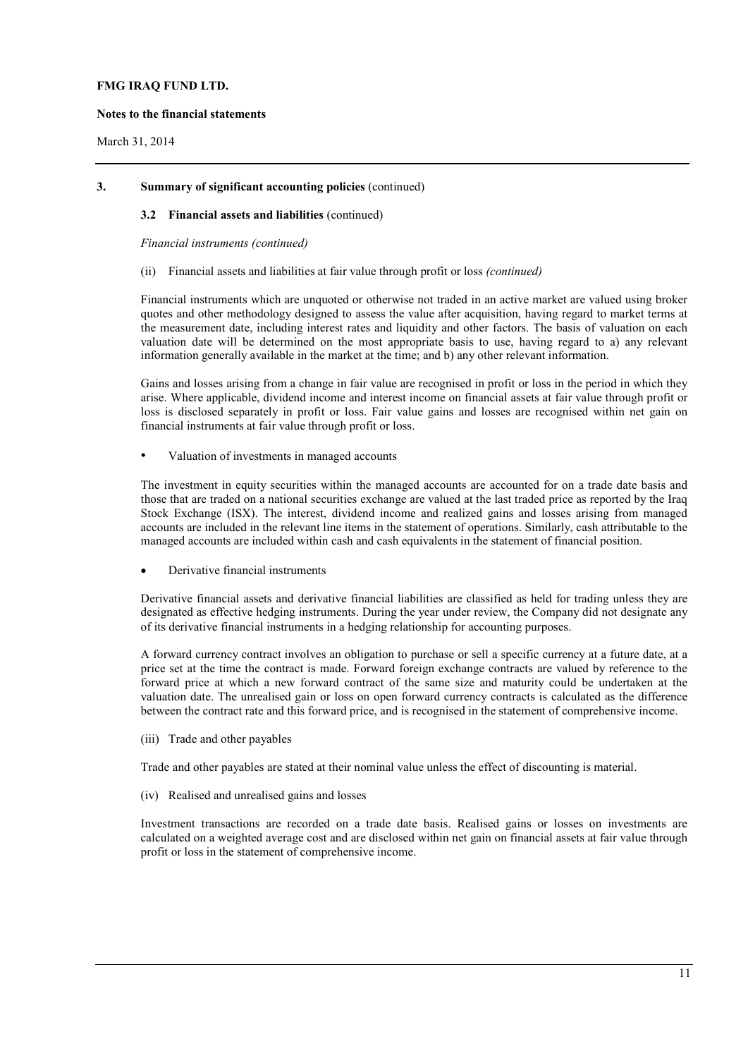**FMG IRAQ FUND LTD.**

**Notes to the financial statements**

March 31, 2014

## 3. Summary of significant accounting policies (continued)

### 3.2 Financial assets and liabilities (continued)

*Financial instruments (continued)*

(ii) Financial assets and liabilities at fair value through profit or loss *(continued)*

Financial instruments which are unquoted or otherwise not traded in an active market are valued using broker quotes and other methodology designed to assess the value after acquisition, having regard to market terms at the measurement date, including interest rates and liquidity and other factors. The basis of valuation on each valuation date will be determined on the most appropriate basis to use, having regard to a) any relevant information generally available in the market at the time; and b) any other relevant information.

Gains and losses arising from a change in fair value are recognised in profit or loss in the period in which they arise. Where applicable, dividend income and interest income on financial assets at fair value through profit or loss is disclosed separately in profit or loss. Fair value gains and losses are recognised within net gain on financial instruments at fair value through profit or loss.

- Valuation of investments in managed accounts

The investment in equity securities within the managed accounts are accounted for on a trade date basis and those that are traded on a national securities exchange are valued at the last traded price as reported by the Iraq Stock Exchange (ISX). The interest, dividend income and realized gains and losses arising from managed accounts are included in the relevant line items in the statement of operations. Similarly, cash attributable to the managed accounts are included within cash and cash equivalents in the statement of financial position.

- Derivative financial instruments

Derivative financial assets and derivative financial liabilities are classified as held for trading unless they are designated as effective hedging instruments. During the year under review, the Company did not designate any of its derivative financial instruments in a hedging relationship for accounting purposes.

A forward currency contract involves an obligation to purchase or sell a specific currency at a future date, at a price set at the time the contract is made. Forward foreign exchange contracts are valued by reference to the forward price at which a new forward contract of the same size and maturity could be undertaken at the valuation date. The unrealised gain or loss on open forward currency contracts is calculated as the difference between the contract rate and this forward price, and is recognised in the statement of comprehensive income.

(iii) Trade and other payables

Trade and other payables are stated at their nominal value unless the effect of discounting is material.

(iv) Realised and unrealised gains and losses

Investment transactions are recorded on a trade date basis. Realised gains or losses on investments are calculated on a weighted average cost and are disclosed within net gain on financial assets at fair value through profit or loss in the statement of comprehensive income.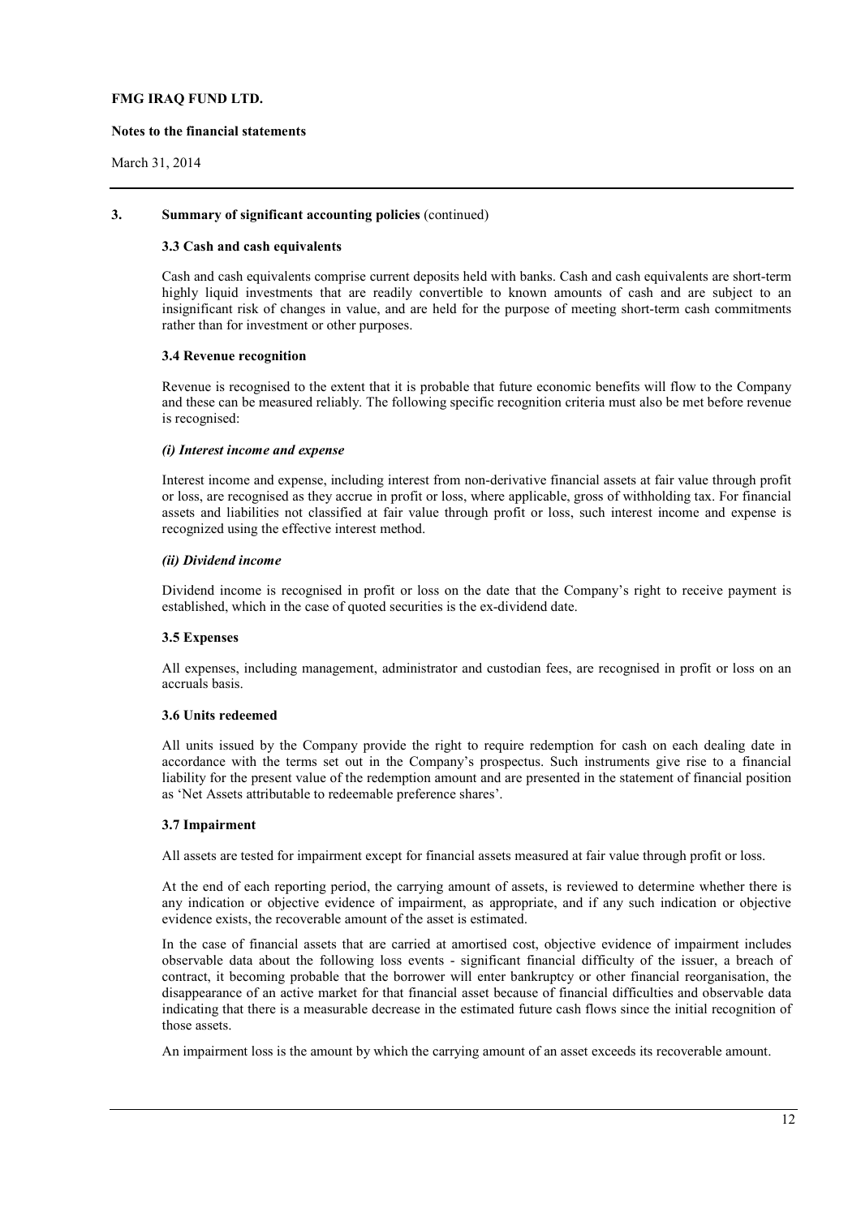**FMG IRAQ FUND LTD.**

**Notes to the financial statements**

March 31, 2014

## 3. Summary of significant accounting policies (continued)

### 3.3 Cash and cash equivalents

Cash and cash equivalents comprise current deposits held with banks. Cash and cash equivalents are short-term highly liquid investments that are readily convertible to known amounts of cash and are subject to an insignificant risk of changes in value, and are held for the purpose of meeting short-term cash commitments rather than for investment or other purposes.

### 3.4 Revenue recognition

Revenue is recognised to the extent that it is probable that future economic benefits will flow to the Company and these can be measured reliably. The following specific recognition criteria must also be met before revenue is recognised:

***(i) Interest income and expense***

Interest income and expense, including interest from non-derivative financial assets at fair value through profit or loss, are recognised as they accrue in profit or loss, where applicable, gross of withholding tax. For financial assets and liabilities not classified at fair value through profit or loss, such interest income and expense is recognized using the effective interest method.

***(ii) Dividend income***

Dividend income is recognised in profit or loss on the date that the Company's right to receive payment is established, which in the case of quoted securities is the ex-dividend date.

### 3.5 Expenses

All expenses, including management, administrator and custodian fees, are recognised in profit or loss on an accruals basis.

### 3.6 Units redeemed

All units issued by the Company provide the right to require redemption for cash on each dealing date in accordance with the terms set out in the Company's prospectus. Such instruments give rise to a financial liability for the present value of the redemption amount and are presented in the statement of financial position as 'Net Assets attributable to redeemable preference shares'.

### 3.7 Impairment

All assets are tested for impairment except for financial assets measured at fair value through profit or loss.

At the end of each reporting period, the carrying amount of assets, is reviewed to determine whether there is any indication or objective evidence of impairment, as appropriate, and if any such indication or objective evidence exists, the recoverable amount of the asset is estimated.

In the case of financial assets that are carried at amortised cost, objective evidence of impairment includes observable data about the following loss events - significant financial difficulty of the issuer, a breach of contract, it becoming probable that the borrower will enter bankruptcy or other financial reorganisation, the disappearance of an active market for that financial asset because of financial difficulties and observable data indicating that there is a measurable decrease in the estimated future cash flows since the initial recognition of those assets.

An impairment loss is the amount by which the carrying amount of an asset exceeds its recoverable amount.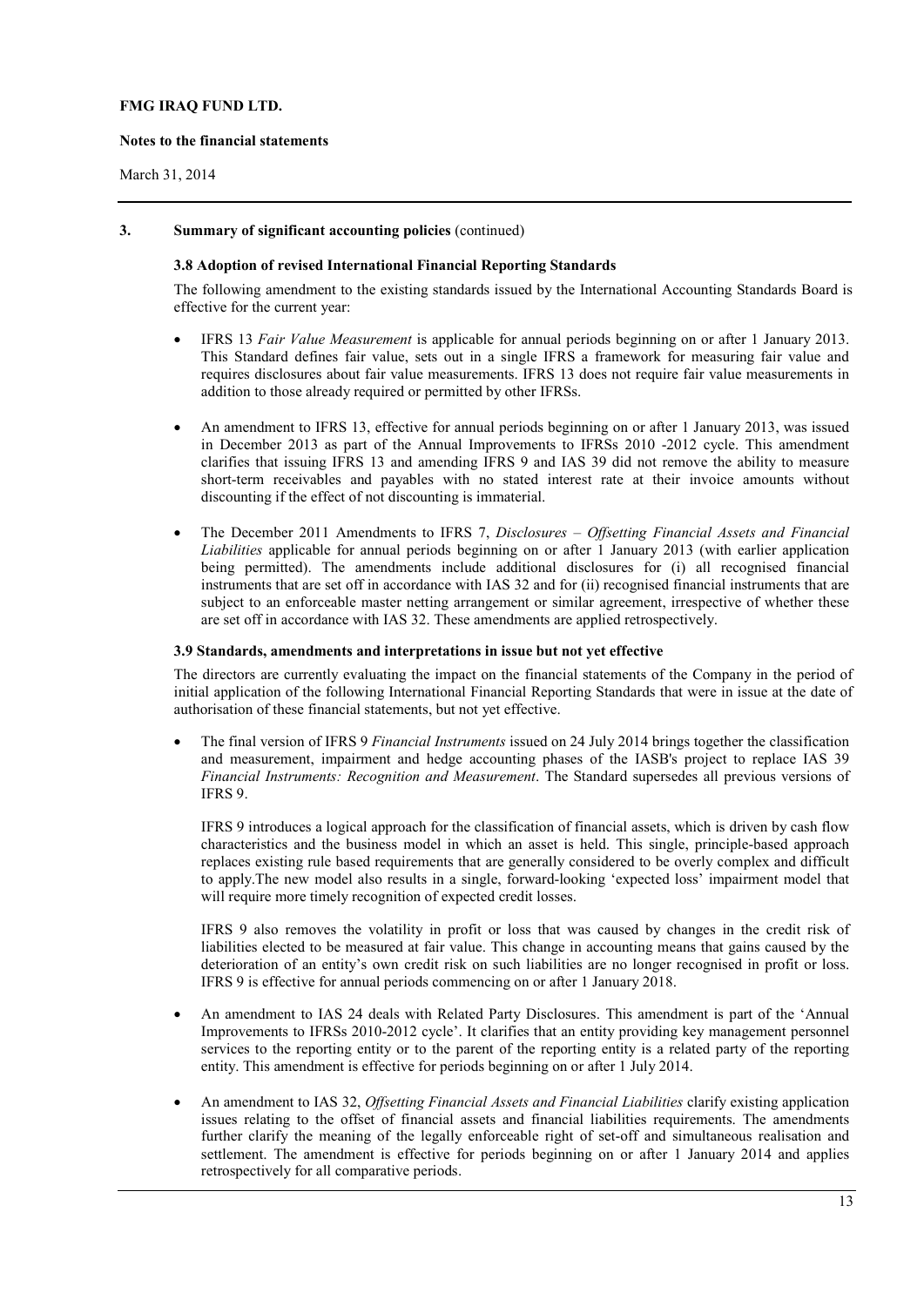## 3. Summary of significant accounting policies (continued)

### 3.8 Adoption of revised International Financial Reporting Standards

The following amendment to the existing standards issued by the International Accounting Standards Board is effective for the current year:

- IFRS 13 *Fair Value Measurement* is applicable for annual periods beginning on or after 1 January 2013. This Standard defines fair value, sets out in a single IFRS a framework for measuring fair value and requires disclosures about fair value measurements. IFRS 13 does not require fair value measurements in addition to those already required or permitted by other IFRSs.

- An amendment to IFRS 13, effective for annual periods beginning on or after 1 January 2013, was issued in December 2013 as part of the Annual Improvements to IFRSs 2010 -2012 cycle. This amendment clarifies that issuing IFRS 13 and amending IFRS 9 and IAS 39 did not remove the ability to measure short-term receivables and payables with no stated interest rate at their invoice amounts without discounting if the effect of not discounting is immaterial.

- The December 2011 Amendments to IFRS 7, *Disclosures – Offsetting Financial Assets and Financial Liabilities* applicable for annual periods beginning on or after 1 January 2013 (with earlier application being permitted). The amendments include additional disclosures for (i) all recognised financial instruments that are set off in accordance with IAS 32 and for (ii) recognised financial instruments that are subject to an enforceable master netting arrangement or similar agreement, irrespective of whether these are set off in accordance with IAS 32. These amendments are applied retrospectively.

### 3.9 Standards, amendments and interpretations in issue but not yet effective

The directors are currently evaluating the impact on the financial statements of the Company in the period of initial application of the following International Financial Reporting Standards that were in issue at the date of authorisation of these financial statements, but not yet effective.

- The final version of IFRS 9 *Financial Instruments* issued on 24 July 2014 brings together the classification and measurement, impairment and hedge accounting phases of the IASB's project to replace IAS 39 *Financial Instruments: Recognition and Measurement*. The Standard supersedes all previous versions of IFRS 9.

  IFRS 9 introduces a logical approach for the classification of financial assets, which is driven by cash flow characteristics and the business model in which an asset is held. This single, principle-based approach replaces existing rule based requirements that are generally considered to be overly complex and difficult to apply.The new model also results in a single, forward-looking 'expected loss' impairment model that will require more timely recognition of expected credit losses.

  IFRS 9 also removes the volatility in profit or loss that was caused by changes in the credit risk of liabilities elected to be measured at fair value. This change in accounting means that gains caused by the deterioration of an entity's own credit risk on such liabilities are no longer recognised in profit or loss. IFRS 9 is effective for annual periods commencing on or after 1 January 2018.

- An amendment to IAS 24 deals with Related Party Disclosures. This amendment is part of the 'Annual Improvements to IFRSs 2010-2012 cycle'. It clarifies that an entity providing key management personnel services to the reporting entity or to the parent of the reporting entity is a related party of the reporting entity. This amendment is effective for periods beginning on or after 1 July 2014.

- An amendment to IAS 32, *Offsetting Financial Assets and Financial Liabilities* clarify existing application issues relating to the offset of financial assets and financial liabilities requirements. The amendments further clarify the meaning of the legally enforceable right of set-off and simultaneous realisation and settlement. The amendment is effective for periods beginning on or after 1 January 2014 and applies retrospectively for all comparative periods.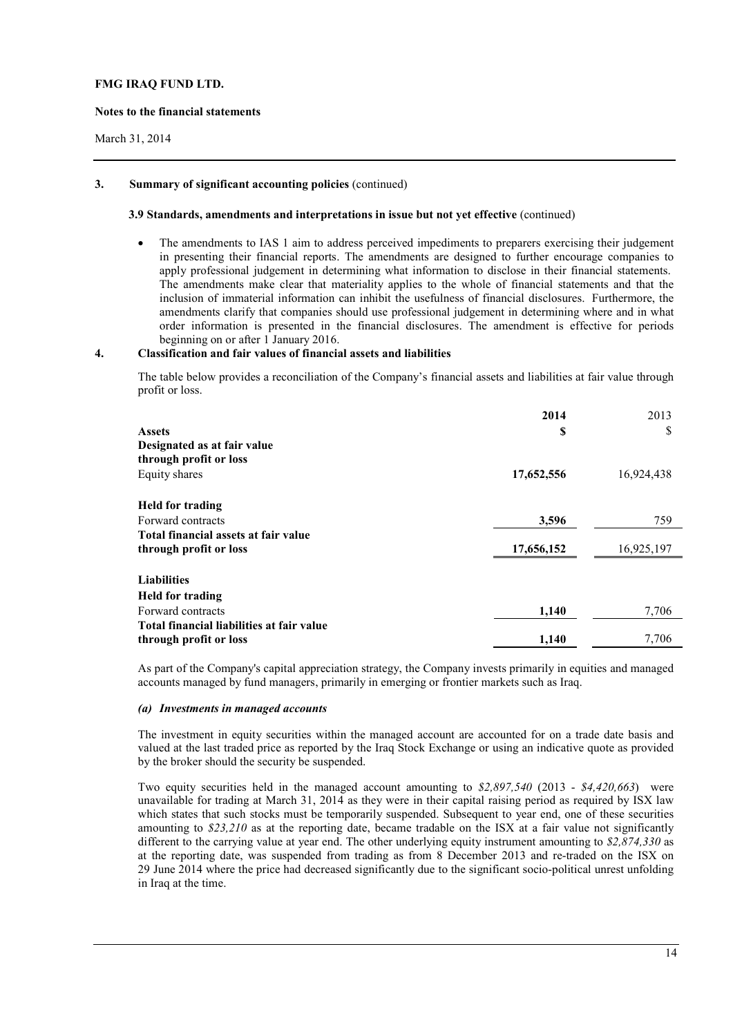**FMG IRAQ FUND LTD.**

**Notes to the financial statements**

March 31, 2014

## 3. Summary of significant accounting policies (continued)

### 3.9 Standards, amendments and interpretations in issue but not yet effective (continued)

- The amendments to IAS 1 aim to address perceived impediments to preparers exercising their judgement in presenting their financial reports. The amendments are designed to further encourage companies to apply professional judgement in determining what information to disclose in their financial statements. The amendments make clear that materiality applies to the whole of financial statements and that the inclusion of immaterial information can inhibit the usefulness of financial disclosures. Furthermore, the amendments clarify that companies should use professional judgement in determining where and in what order information is presented in the financial disclosures. The amendment is effective for periods beginning on or after 1 January 2016.

## 4. Classification and fair values of financial assets and liabilities

The table below provides a reconciliation of the Company's financial assets and liabilities at fair value through profit or loss.

| | 2014 | 2013 |
|---|---|---|
| **Assets** | **\$** | \$ |
| **Designated as at fair value through profit or loss** | | |
| Equity shares | **17,652,556** | 16,924,438 |
| **Held for trading** | | |
| Forward contracts | **3,596** | 759 |
| **Total financial assets at fair value through profit or loss** | **17,656,152** | 16,925,197 |
| **Liabilities** | | |
| **Held for trading** | | |
| Forward contracts | **1,140** | 7,706 |
| **Total financial liabilities at fair value through profit or loss** | **1,140** | 7,706 |

As part of the Company's capital appreciation strategy, the Company invests primarily in equities and managed accounts managed by fund managers, primarily in emerging or frontier markets such as Iraq.

***(a) Investments in managed accounts***

The investment in equity securities within the managed account are accounted for on a trade date basis and valued at the last traded price as reported by the Iraq Stock Exchange or using an indicative quote as provided by the broker should the security be suspended.

Two equity securities held in the managed account amounting to *\$2,897,540* (2013 - *\$4,420,663*) were unavailable for trading at March 31, 2014 as they were in their capital raising period as required by ISX law which states that such stocks must be temporarily suspended. Subsequent to year end, one of these securities amounting to *\$23,210* as at the reporting date, became tradable on the ISX at a fair value not significantly different to the carrying value at year end. The other underlying equity instrument amounting to *\$2,874,330* as at the reporting date, was suspended from trading as from 8 December 2013 and re-traded on the ISX on 29 June 2014 where the price had decreased significantly due to the significant socio-political unrest unfolding in Iraq at the time.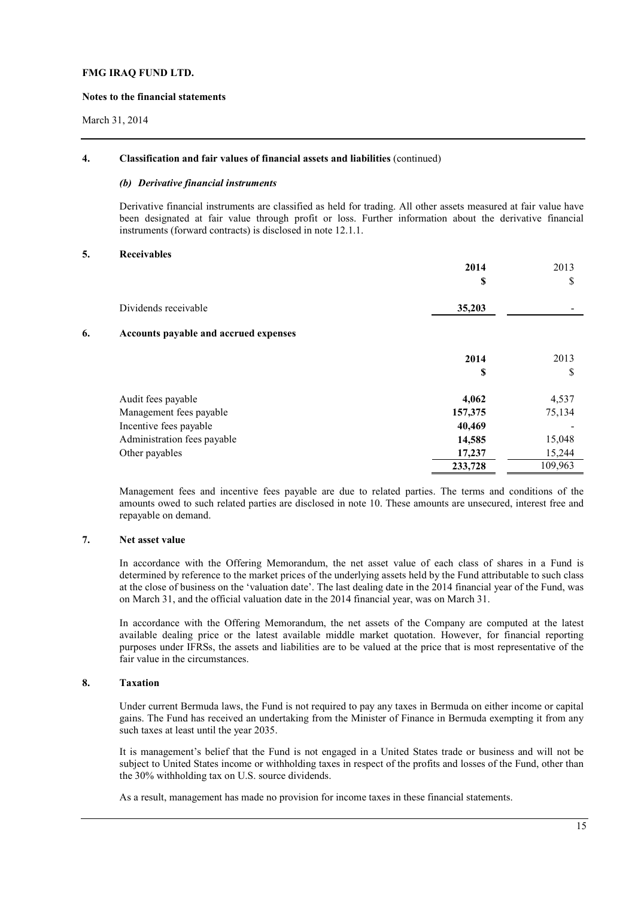**FMG IRAQ FUND LTD.**

**Notes to the financial statements**

March 31, 2014

## 4. Classification and fair values of financial assets and liabilities (continued)

### *(b) Derivative financial instruments*

Derivative financial instruments are classified as held for trading. All other assets measured at fair value have been designated at fair value through profit or loss. Further information about the derivative financial instruments (forward contracts) is disclosed in note 12.1.1.

## 5. Receivables

| | 2014 | 2013 |
|---|---|---|
| | $ | $ |
| Dividends receivable | 35,203 | - |

## 6. Accounts payable and accrued expenses

| | 2014 | 2013 |
|---|---|---|
| | $ | $ |
| Audit fees payable | 4,062 | 4,537 |
| Management fees payable | 157,375 | 75,134 |
| Incentive fees payable | 40,469 | - |
| Administration fees payable | 14,585 | 15,048 |
| Other payables | 17,237 | 15,244 |
| | 233,728 | 109,963 |

Management fees and incentive fees payable are due to related parties. The terms and conditions of the amounts owed to such related parties are disclosed in note 10. These amounts are unsecured, interest free and repayable on demand.

## 7. Net asset value

In accordance with the Offering Memorandum, the net asset value of each class of shares in a Fund is determined by reference to the market prices of the underlying assets held by the Fund attributable to such class at the close of business on the 'valuation date'. The last dealing date in the 2014 financial year of the Fund, was on March 31, and the official valuation date in the 2014 financial year, was on March 31.

In accordance with the Offering Memorandum, the net assets of the Company are computed at the latest available dealing price or the latest available middle market quotation. However, for financial reporting purposes under IFRSs, the assets and liabilities are to be valued at the price that is most representative of the fair value in the circumstances.

## 8. Taxation

Under current Bermuda laws, the Fund is not required to pay any taxes in Bermuda on either income or capital gains. The Fund has received an undertaking from the Minister of Finance in Bermuda exempting it from any such taxes at least until the year 2035.

It is management's belief that the Fund is not engaged in a United States trade or business and will not be subject to United States income or withholding taxes in respect of the profits and losses of the Fund, other than the 30% withholding tax on U.S. source dividends.

As a result, management has made no provision for income taxes in these financial statements.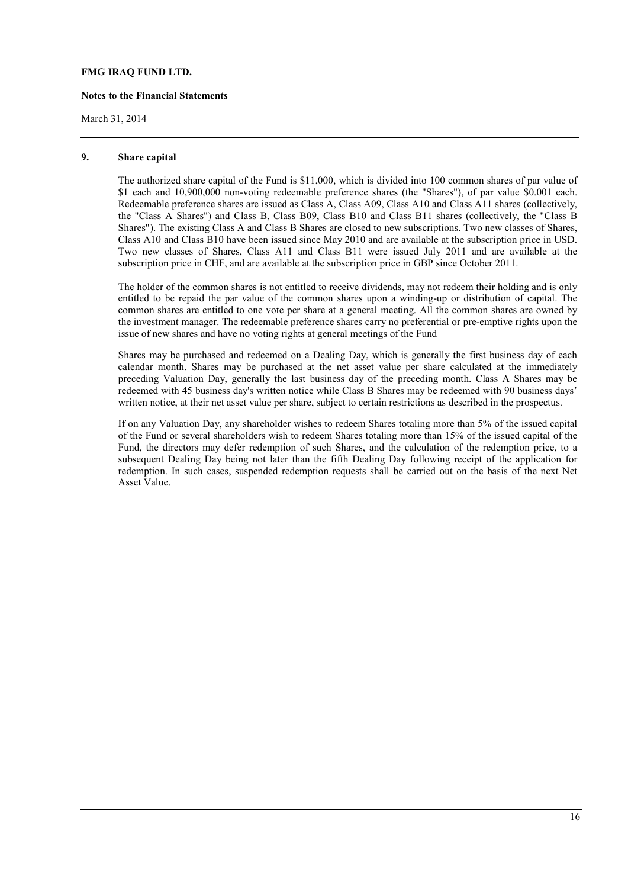## 9. Share capital

The authorized share capital of the Fund is $11,000, which is divided into 100 common shares of par value of $1 each and 10,900,000 non-voting redeemable preference shares (the "Shares"), of par value $0.001 each. Redeemable preference shares are issued as Class A, Class A09, Class A10 and Class A11 shares (collectively, the "Class A Shares") and Class B, Class B09, Class B10 and Class B11 shares (collectively, the "Class B Shares"). The existing Class A and Class B Shares are closed to new subscriptions. Two new classes of Shares, Class A10 and Class B10 have been issued since May 2010 and are available at the subscription price in USD. Two new classes of Shares, Class A11 and Class B11 were issued July 2011 and are available at the subscription price in CHF, and are available at the subscription price in GBP since October 2011.

The holder of the common shares is not entitled to receive dividends, may not redeem their holding and is only entitled to be repaid the par value of the common shares upon a winding-up or distribution of capital. The common shares are entitled to one vote per share at a general meeting. All the common shares are owned by the investment manager. The redeemable preference shares carry no preferential or pre-emptive rights upon the issue of new shares and have no voting rights at general meetings of the Fund

Shares may be purchased and redeemed on a Dealing Day, which is generally the first business day of each calendar month. Shares may be purchased at the net asset value per share calculated at the immediately preceding Valuation Day, generally the last business day of the preceding month. Class A Shares may be redeemed with 45 business day's written notice while Class B Shares may be redeemed with 90 business days' written notice, at their net asset value per share, subject to certain restrictions as described in the prospectus.

If on any Valuation Day, any shareholder wishes to redeem Shares totaling more than 5% of the issued capital of the Fund or several shareholders wish to redeem Shares totaling more than 15% of the issued capital of the Fund, the directors may defer redemption of such Shares, and the calculation of the redemption price, to a subsequent Dealing Day being not later than the fifth Dealing Day following receipt of the application for redemption. In such cases, suspended redemption requests shall be carried out on the basis of the next Net Asset Value.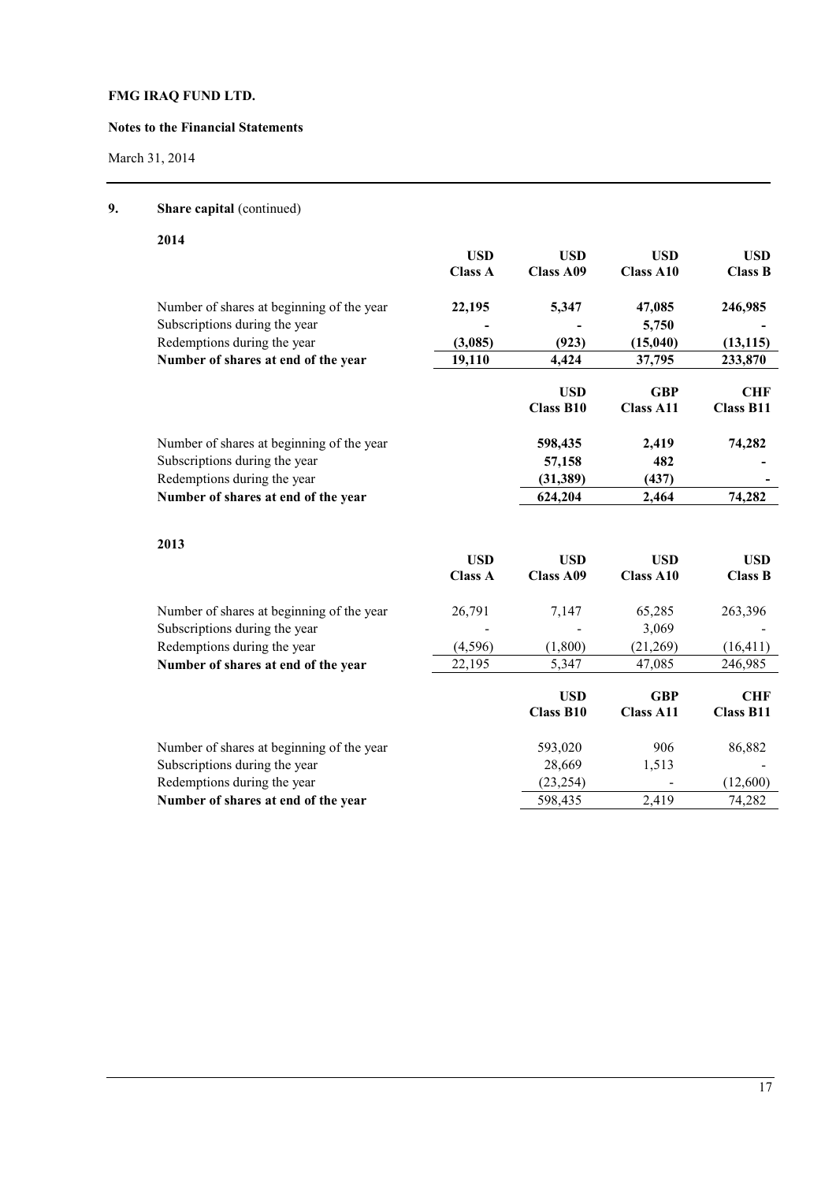**FMG IRAQ FUND LTD.**

**Notes to the Financial Statements**

March 31, 2014

## 9. Share capital (continued)

**2014**

| | USD Class A | USD Class A09 | USD Class A10 | USD Class B |
|---|---|---|---|---|
| Number of shares at beginning of the year | **22,195** | **5,347** | **47,085** | **246,985** |
| Subscriptions during the year | **-** | **-** | **5,750** | **-** |
| Redemptions during the year | **(3,085)** | **(923)** | **(15,040)** | **(13,115)** |
| **Number of shares at end of the year** | **19,110** | **4,424** | **37,795** | **233,870** |

| | USD Class B10 | GBP Class A11 | CHF Class B11 |
|---|---|---|---|
| Number of shares at beginning of the year | **598,435** | **2,419** | **74,282** |
| Subscriptions during the year | **57,158** | **482** | **-** |
| Redemptions during the year | **(31,389)** | **(437)** | **-** |
| **Number of shares at end of the year** | **624,204** | **2,464** | **74,282** |

**2013**

| | USD Class A | USD Class A09 | USD Class A10 | USD Class B |
|---|---|---|---|---|
| Number of shares at beginning of the year | 26,791 | 7,147 | 65,285 | 263,396 |
| Subscriptions during the year | - | - | 3,069 | - |
| Redemptions during the year | (4,596) | (1,800) | (21,269) | (16,411) |
| **Number of shares at end of the year** | 22,195 | 5,347 | 47,085 | 246,985 |

| | USD Class B10 | GBP Class A11 | CHF Class B11 |
|---|---|---|---|
| Number of shares at beginning of the year | 593,020 | 906 | 86,882 |
| Subscriptions during the year | 28,669 | 1,513 | - |
| Redemptions during the year | (23,254) | - | (12,600) |
| **Number of shares at end of the year** | 598,435 | 2,419 | 74,282 |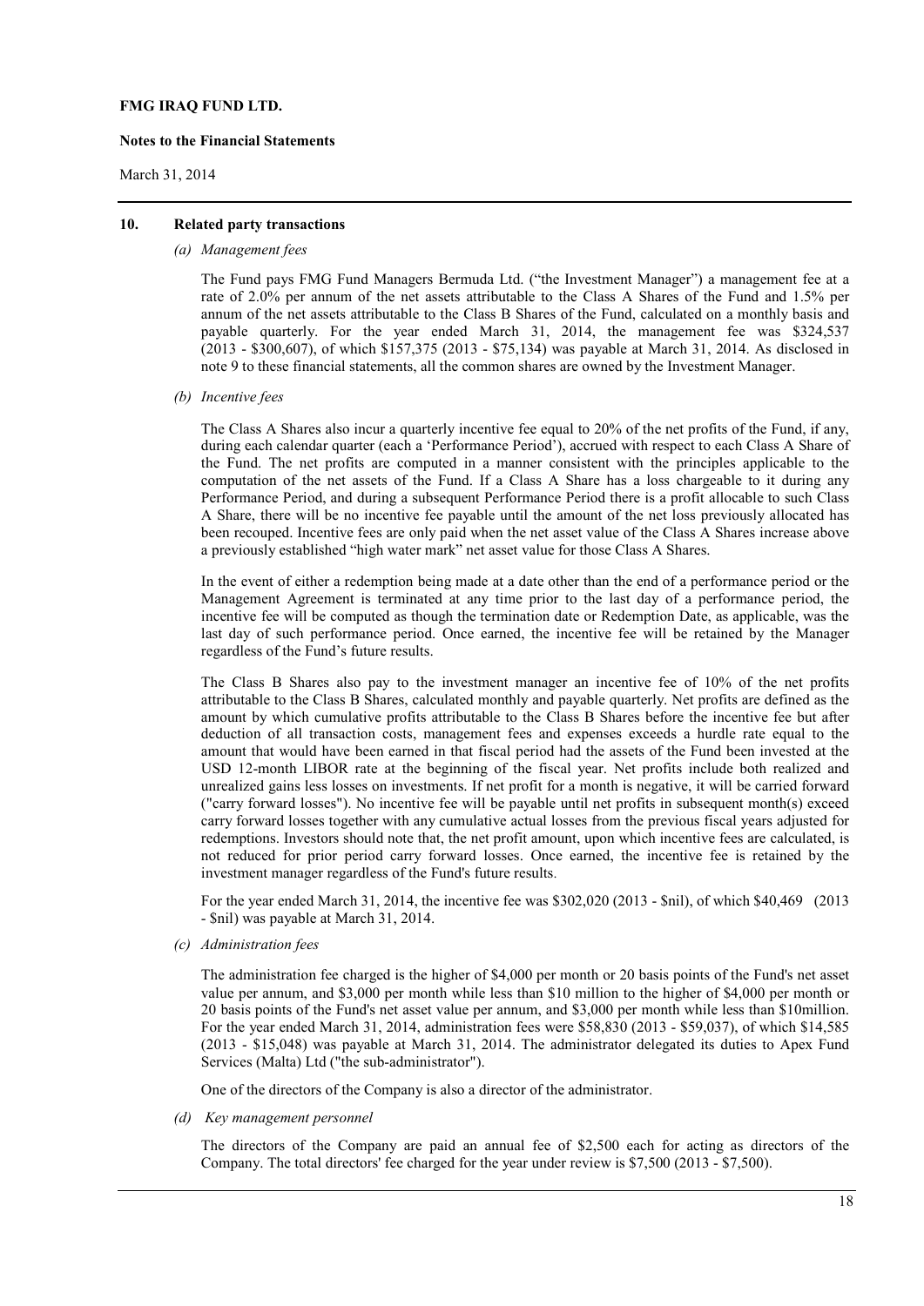# FMG IRAQ FUND LTD.

**Notes to the Financial Statements**

March 31, 2014

## 10. Related party transactions

*(a) Management fees*

The Fund pays FMG Fund Managers Bermuda Ltd. ("the Investment Manager") a management fee at a rate of 2.0% per annum of the net assets attributable to the Class A Shares of the Fund and 1.5% per annum of the net assets attributable to the Class B Shares of the Fund, calculated on a monthly basis and payable quarterly. For the year ended March 31, 2014, the management fee was $324,537 (2013 - $300,607), of which $157,375 (2013 - $75,134) was payable at March 31, 2014. As disclosed in note 9 to these financial statements, all the common shares are owned by the Investment Manager.

*(b) Incentive fees*

The Class A Shares also incur a quarterly incentive fee equal to 20% of the net profits of the Fund, if any, during each calendar quarter (each a 'Performance Period'), accrued with respect to each Class A Share of the Fund. The net profits are computed in a manner consistent with the principles applicable to the computation of the net assets of the Fund. If a Class A Share has a loss chargeable to it during any Performance Period, and during a subsequent Performance Period there is a profit allocable to such Class A Share, there will be no incentive fee payable until the amount of the net loss previously allocated has been recouped. Incentive fees are only paid when the net asset value of the Class A Shares increase above a previously established "high water mark" net asset value for those Class A Shares.

In the event of either a redemption being made at a date other than the end of a performance period or the Management Agreement is terminated at any time prior to the last day of a performance period, the incentive fee will be computed as though the termination date or Redemption Date, as applicable, was the last day of such performance period. Once earned, the incentive fee will be retained by the Manager regardless of the Fund's future results.

The Class B Shares also pay to the investment manager an incentive fee of 10% of the net profits attributable to the Class B Shares, calculated monthly and payable quarterly. Net profits are defined as the amount by which cumulative profits attributable to the Class B Shares before the incentive fee but after deduction of all transaction costs, management fees and expenses exceeds a hurdle rate equal to the amount that would have been earned in that fiscal period had the assets of the Fund been invested at the USD 12-month LIBOR rate at the beginning of the fiscal year. Net profits include both realized and unrealized gains less losses on investments. If net profit for a month is negative, it will be carried forward ("carry forward losses"). No incentive fee will be payable until net profits in subsequent month(s) exceed carry forward losses together with any cumulative actual losses from the previous fiscal years adjusted for redemptions. Investors should note that, the net profit amount, upon which incentive fees are calculated, is not reduced for prior period carry forward losses. Once earned, the incentive fee is retained by the investment manager regardless of the Fund's future results.

For the year ended March 31, 2014, the incentive fee was $302,020 (2013 - $nil), of which $40,469 (2013 - $nil) was payable at March 31, 2014.

*(c) Administration fees*

The administration fee charged is the higher of $4,000 per month or 20 basis points of the Fund's net asset value per annum, and $3,000 per month while less than $10 million to the higher of $4,000 per month or 20 basis points of the Fund's net asset value per annum, and $3,000 per month while less than $10million. For the year ended March 31, 2014, administration fees were $58,830 (2013 - $59,037), of which $14,585 (2013 - $15,048) was payable at March 31, 2014. The administrator delegated its duties to Apex Fund Services (Malta) Ltd ("the sub-administrator").

One of the directors of the Company is also a director of the administrator.

*(d) Key management personnel*

The directors of the Company are paid an annual fee of $2,500 each for acting as directors of the Company. The total directors' fee charged for the year under review is $7,500 (2013 - $7,500).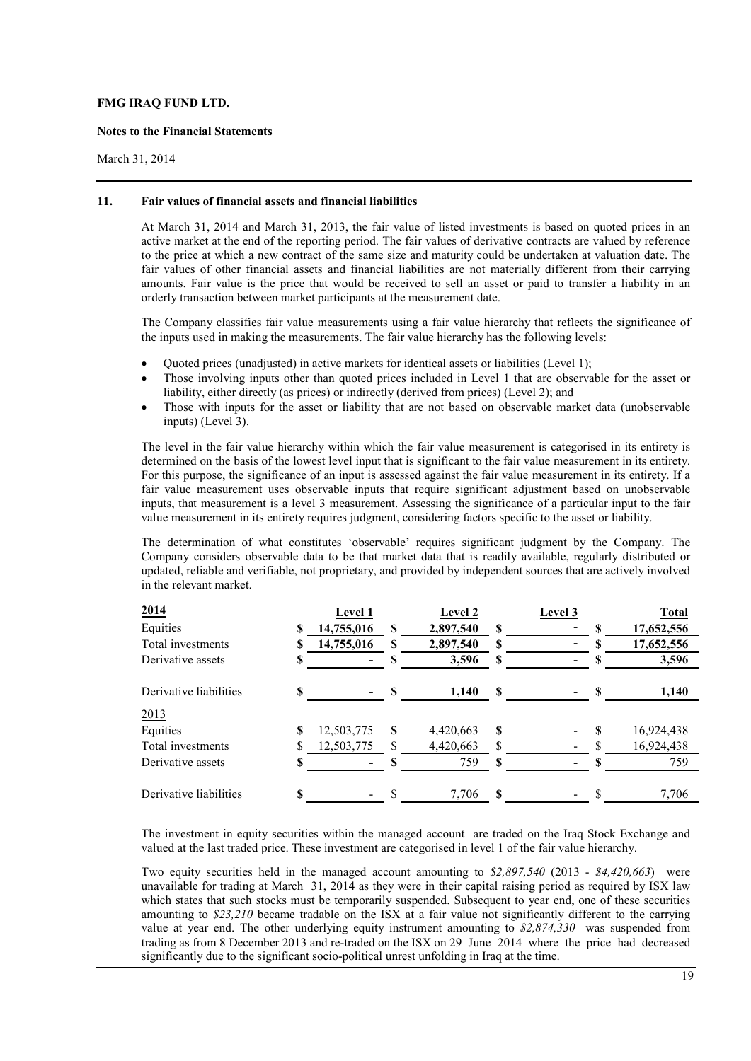**FMG IRAQ FUND LTD.**

**Notes to the Financial Statements**

March 31, 2014

**11. Fair values of financial assets and financial liabilities**

At March 31, 2014 and March 31, 2013, the fair value of listed investments is based on quoted prices in an active market at the end of the reporting period. The fair values of derivative contracts are valued by reference to the price at which a new contract of the same size and maturity could be undertaken at valuation date. The fair values of other financial assets and financial liabilities are not materially different from their carrying amounts. Fair value is the price that would be received to sell an asset or paid to transfer a liability in an orderly transaction between market participants at the measurement date.

The Company classifies fair value measurements using a fair value hierarchy that reflects the significance of the inputs used in making the measurements. The fair value hierarchy has the following levels:

- Quoted prices (unadjusted) in active markets for identical assets or liabilities (Level 1);
- Those involving inputs other than quoted prices included in Level 1 that are observable for the asset or liability, either directly (as prices) or indirectly (derived from prices) (Level 2); and
- Those with inputs for the asset or liability that are not based on observable market data (unobservable inputs) (Level 3).

The level in the fair value hierarchy within which the fair value measurement is categorised in its entirety is determined on the basis of the lowest level input that is significant to the fair value measurement in its entirety. For this purpose, the significance of an input is assessed against the fair value measurement in its entirety. If a fair value measurement uses observable inputs that require significant adjustment based on unobservable inputs, that measurement is a level 3 measurement. Assessing the significance of a particular input to the fair value measurement in its entirety requires judgment, considering factors specific to the asset or liability.

The determination of what constitutes 'observable' requires significant judgment by the Company. The Company considers observable data to be that market data that is readily available, regularly distributed or updated, reliable and verifiable, not proprietary, and provided by independent sources that are actively involved in the relevant market.

| **2014** | **Level 1** | **Level 2** | **Level 3** | **Total** |
|---|---|---|---|---|
| Equities | **$ 14,755,016** | **$ 2,897,540** | **$ -** | **$ 17,652,556** |
| Total investments | **$ 14,755,016** | **$ 2,897,540** | **$ -** | **$ 17,652,556** |
| Derivative assets | **$ -** | **$ 3,596** | **$ -** | **$ 3,596** |
| Derivative liabilities | **$ -** | **$ 1,140** | **$ -** | **$ 1,140** |
| 2013 | | | | |
| Equities | $ 12,503,775 | $ 4,420,663 | $ - | $ 16,924,438 |
| Total investments | $ 12,503,775 | $ 4,420,663 | $ - | $ 16,924,438 |
| Derivative assets | $ - | $ 759 | $ - | $ 759 |
| Derivative liabilities | $ - | $ 7,706 | $ - | $ 7,706 |

The investment in equity securities within the managed account are traded on the Iraq Stock Exchange and valued at the last traded price. These investment are categorised in level 1 of the fair value hierarchy.

Two equity securities held in the managed account amounting to *$2,897,540* (2013 - *$4,420,663*) were unavailable for trading at March 31, 2014 as they were in their capital raising period as required by ISX law which states that such stocks must be temporarily suspended. Subsequent to year end, one of these securities amounting to *$23,210* became tradable on the ISX at a fair value not significantly different to the carrying value at year end. The other underlying equity instrument amounting to *$2,874,330* was suspended from trading as from 8 December 2013 and re-traded on the ISX on 29 June 2014 where the price had decreased significantly due to the significant socio-political unrest unfolding in Iraq at the time.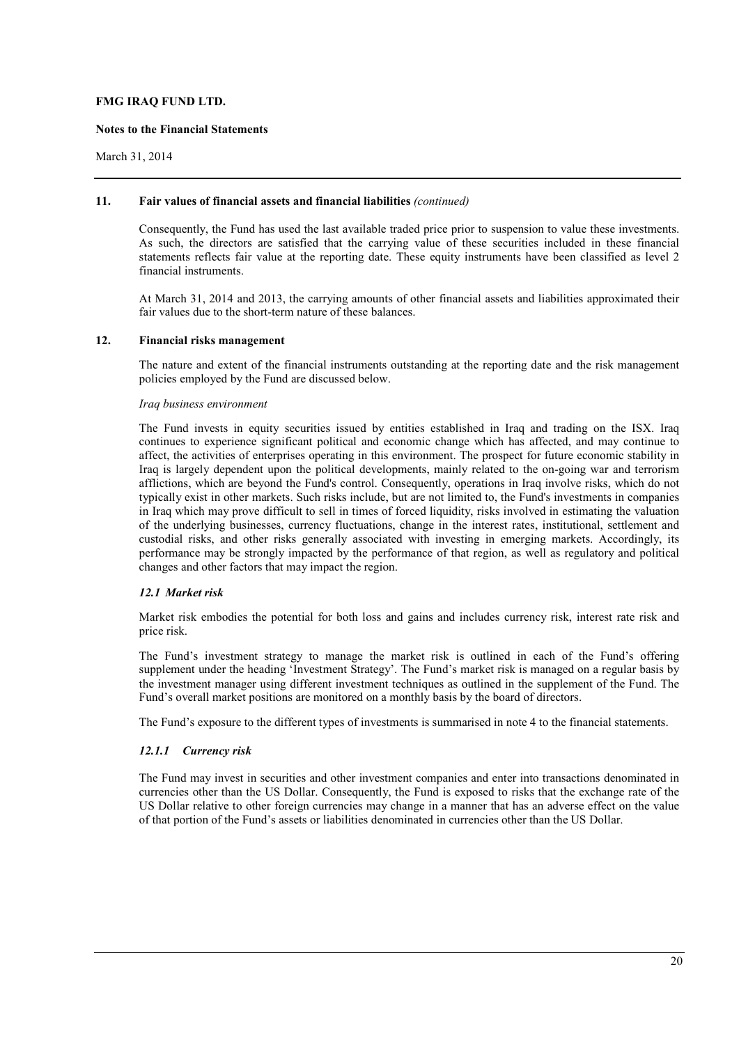## 11. Fair values of financial assets and financial liabilities *(continued)*

Consequently, the Fund has used the last available traded price prior to suspension to value these investments. As such, the directors are satisfied that the carrying value of these securities included in these financial statements reflects fair value at the reporting date. These equity instruments have been classified as level 2 financial instruments.

At March 31, 2014 and 2013, the carrying amounts of other financial assets and liabilities approximated their fair values due to the short-term nature of these balances.

## 12. Financial risks management

The nature and extent of the financial instruments outstanding at the reporting date and the risk management policies employed by the Fund are discussed below.

*Iraq business environment*

The Fund invests in equity securities issued by entities established in Iraq and trading on the ISX. Iraq continues to experience significant political and economic change which has affected, and may continue to affect, the activities of enterprises operating in this environment. The prospect for future economic stability in Iraq is largely dependent upon the political developments, mainly related to the on-going war and terrorism afflictions, which are beyond the Fund's control. Consequently, operations in Iraq involve risks, which do not typically exist in other markets. Such risks include, but are not limited to, the Fund's investments in companies in Iraq which may prove difficult to sell in times of forced liquidity, risks involved in estimating the valuation of the underlying businesses, currency fluctuations, change in the interest rates, institutional, settlement and custodial risks, and other risks generally associated with investing in emerging markets. Accordingly, its performance may be strongly impacted by the performance of that region, as well as regulatory and political changes and other factors that may impact the region.

### *12.1 Market risk*

Market risk embodies the potential for both loss and gains and includes currency risk, interest rate risk and price risk.

The Fund's investment strategy to manage the market risk is outlined in each of the Fund's offering supplement under the heading 'Investment Strategy'. The Fund's market risk is managed on a regular basis by the investment manager using different investment techniques as outlined in the supplement of the Fund. The Fund's overall market positions are monitored on a monthly basis by the board of directors.

The Fund's exposure to the different types of investments is summarised in note 4 to the financial statements.

#### *12.1.1 Currency risk*

The Fund may invest in securities and other investment companies and enter into transactions denominated in currencies other than the US Dollar. Consequently, the Fund is exposed to risks that the exchange rate of the US Dollar relative to other foreign currencies may change in a manner that has an adverse effect on the value of that portion of the Fund's assets or liabilities denominated in currencies other than the US Dollar.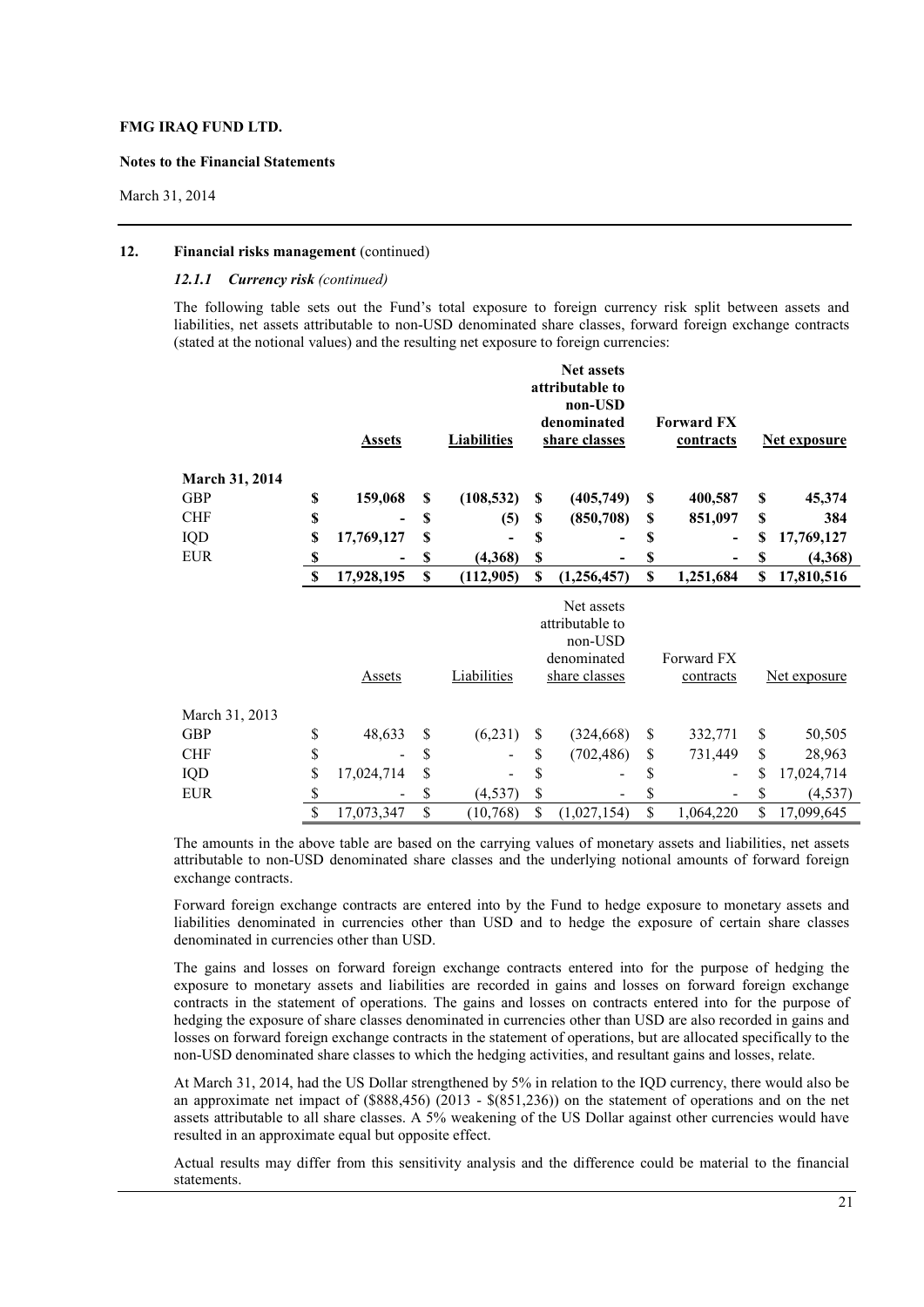**FMG IRAQ FUND LTD.**

**Notes to the Financial Statements**

March 31, 2014

**12. Financial risks management** (continued)

***12.1.1 Currency risk*** *(continued)*

The following table sets out the Fund's total exposure to foreign currency risk split between assets and liabilities, net assets attributable to non-USD denominated share classes, forward foreign exchange contracts (stated at the notional values) and the resulting net exposure to foreign currencies:

| | Assets | Liabilities | Net assets attributable to non-USD denominated share classes | Forward FX contracts | Net exposure |
|---|---|---|---|---|---|
| **March 31, 2014** | | | | | |
| GBP | **$ 159,068** | **$ (108,532)** | **$ (405,749)** | **$ 400,587** | **$ 45,374** |
| CHF | **$ -** | **$ (5)** | **$ (850,708)** | **$ 851,097** | **$ 384** |
| IQD | **$ 17,769,127** | **$ -** | **$ -** | **$ -** | **$ 17,769,127** |
| EUR | **$ -** | **$ (4,368)** | **$ -** | **$ -** | **$ (4,368)** |
| | **$ 17,928,195** | **$ (112,905)** | **$ (1,256,457)** | **$ 1,251,684** | **$ 17,810,516** |

| | Assets | Liabilities | Net assets attributable to non-USD denominated share classes | Forward FX contracts | Net exposure |
|---|---|---|---|---|---|
| March 31, 2013 | | | | | |
| GBP | $ 48,633 | $ (6,231) | $ (324,668) | $ 332,771 | $ 50,505 |
| CHF | $ - | $ - | $ (702,486) | $ 731,449 | $ 28,963 |
| IQD | $ 17,024,714 | $ - | $ - | $ - | $ 17,024,714 |
| EUR | $ - | $ (4,537) | $ - | $ - | $ (4,537) |
| | $ 17,073,347 | $ (10,768) | $ (1,027,154) | $ 1,064,220 | $ 17,099,645 |

The amounts in the above table are based on the carrying values of monetary assets and liabilities, net assets attributable to non-USD denominated share classes and the underlying notional amounts of forward foreign exchange contracts.

Forward foreign exchange contracts are entered into by the Fund to hedge exposure to monetary assets and liabilities denominated in currencies other than USD and to hedge the exposure of certain share classes denominated in currencies other than USD.

The gains and losses on forward foreign exchange contracts entered into for the purpose of hedging the exposure to monetary assets and liabilities are recorded in gains and losses on forward foreign exchange contracts in the statement of operations. The gains and losses on contracts entered into for the purpose of hedging the exposure of share classes denominated in currencies other than USD are also recorded in gains and losses on forward foreign exchange contracts in the statement of operations, but are allocated specifically to the non-USD denominated share classes to which the hedging activities, and resultant gains and losses, relate.

At March 31, 2014, had the US Dollar strengthened by 5% in relation to the IQD currency, there would also be an approximate net impact of ($888,456) (2013 - $(851,236)) on the statement of operations and on the net assets attributable to all share classes. A 5% weakening of the US Dollar against other currencies would have resulted in an approximate equal but opposite effect.

Actual results may differ from this sensitivity analysis and the difference could be material to the financial statements.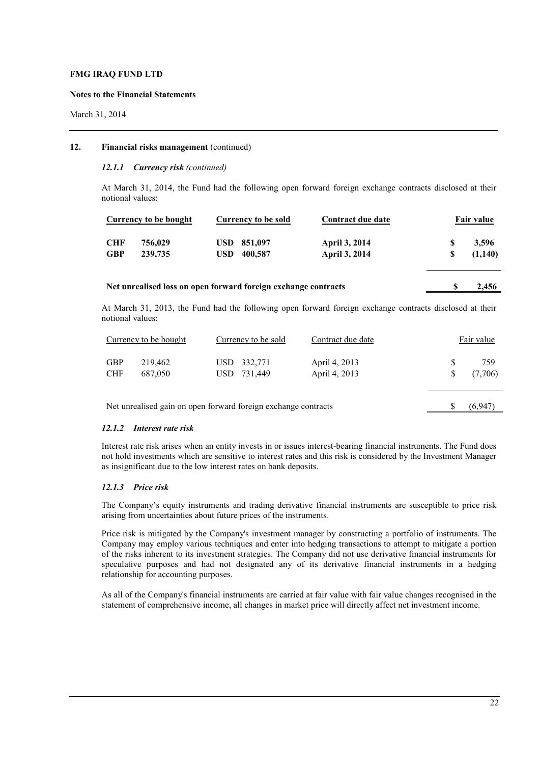**12. Financial risks management** (continued)

***12.1.1 Currency risk** (continued)*

At March 31, 2014, the Fund had the following open forward foreign exchange contracts disclosed at their notional values:

| Currency to be bought | | Currency to be sold | | Contract due date | | Fair value |
|---|---|---|---|---|---|---|
| **CHF** | **756,029** | **USD** | **851,097** | **April 3, 2014** | **$** | **3,596** |
| **GBP** | **239,735** | **USD** | **400,587** | **April 3, 2014** | **$** | **(1,140)** |
| **Net unrealised loss on open forward foreign exchange contracts** | | | | | **$** | **2,456** |

At March 31, 2013, the Fund had the following open forward foreign exchange contracts disclosed at their notional values:

| Currency to be bought | | Currency to be sold | | Contract due date | | Fair value |
|---|---|---|---|---|---|---|
| GBP | 219,462 | USD | 332,771 | April 4, 2013 | $ | 759 |
| CHF | 687,050 | USD | 731,449 | April 4, 2013 | $ | (7,706) |
| Net unrealised gain on open forward foreign exchange contracts | | | | | $ | (6,947) |

***12.1.2 Interest rate risk***

Interest rate risk arises when an entity invests in or issues interest-bearing financial instruments. The Fund does not hold investments which are sensitive to interest rates and this risk is considered by the Investment Manager as insignificant due to the low interest rates on bank deposits.

***12.1.3 Price risk***

The Company's equity instruments and trading derivative financial instruments are susceptible to price risk arising from uncertainties about future prices of the instruments.

Price risk is mitigated by the Company's investment manager by constructing a portfolio of instruments. The Company may employ various techniques and enter into hedging transactions to attempt to mitigate a portion of the risks inherent to its investment strategies. The Company did not use derivative financial instruments for speculative purposes and had not designated any of its derivative financial instruments in a hedging relationship for accounting purposes.

As all of the Company's financial instruments are carried at fair value with fair value changes recognised in the statement of comprehensive income, all changes in market price will directly affect net investment income.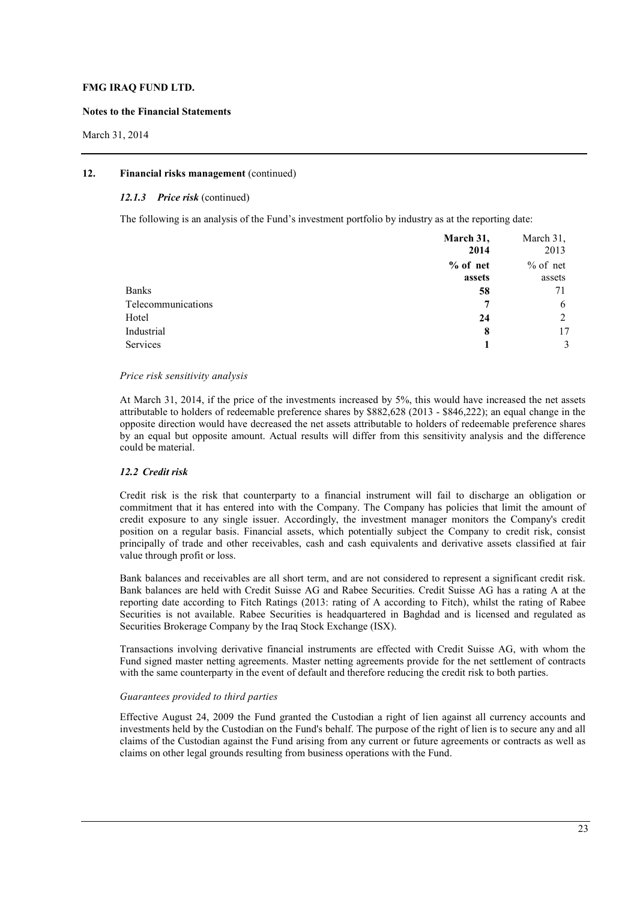**FMG IRAQ FUND LTD.**

**Notes to the Financial Statements**

March 31, 2014

## 12. Financial risks management (continued)

### *12.1.3 Price risk* (continued)

The following is an analysis of the Fund's investment portfolio by industry as at the reporting date:

| | **March 31, 2014** | March 31, 2013 |
|---|---|---|
| | **% of net assets** | % of net assets |
| Banks | **58** | 71 |
| Telecommunications | **7** | 6 |
| Hotel | **24** | 2 |
| Industrial | **8** | 17 |
| Services | **1** | 3 |

*Price risk sensitivity analysis*

At March 31, 2014, if the price of the investments increased by 5%, this would have increased the net assets attributable to holders of redeemable preference shares by $882,628 (2013 - $846,222); an equal change in the opposite direction would have decreased the net assets attributable to holders of redeemable preference shares by an equal but opposite amount. Actual results will differ from this sensitivity analysis and the difference could be material.

### *12.2 Credit risk*

Credit risk is the risk that counterparty to a financial instrument will fail to discharge an obligation or commitment that it has entered into with the Company. The Company has policies that limit the amount of credit exposure to any single issuer. Accordingly, the investment manager monitors the Company's credit position on a regular basis. Financial assets, which potentially subject the Company to credit risk, consist principally of trade and other receivables, cash and cash equivalents and derivative assets classified at fair value through profit or loss.

Bank balances and receivables are all short term, and are not considered to represent a significant credit risk. Bank balances are held with Credit Suisse AG and Rabee Securities. Credit Suisse AG has a rating A at the reporting date according to Fitch Ratings (2013: rating of A according to Fitch), whilst the rating of Rabee Securities is not available. Rabee Securities is headquartered in Baghdad and is licensed and regulated as Securities Brokerage Company by the Iraq Stock Exchange (ISX).

Transactions involving derivative financial instruments are effected with Credit Suisse AG, with whom the Fund signed master netting agreements. Master netting agreements provide for the net settlement of contracts with the same counterparty in the event of default and therefore reducing the credit risk to both parties.

*Guarantees provided to third parties*

Effective August 24, 2009 the Fund granted the Custodian a right of lien against all currency accounts and investments held by the Custodian on the Fund's behalf. The purpose of the right of lien is to secure any and all claims of the Custodian against the Fund arising from any current or future agreements or contracts as well as claims on other legal grounds resulting from business operations with the Fund.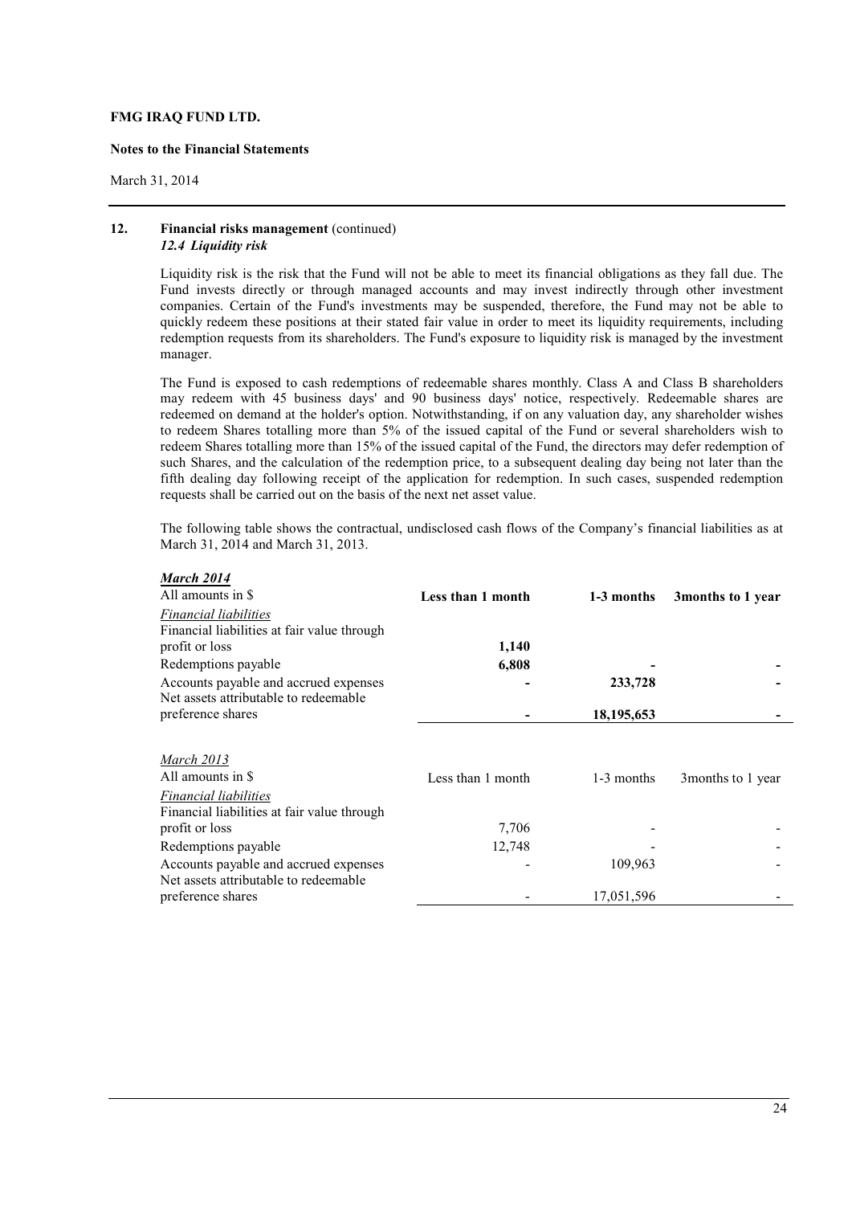**FMG IRAQ FUND LTD.**

**Notes to the Financial Statements**

March 31, 2014

## 12. Financial risks management (continued)

### *12.4 Liquidity risk*

Liquidity risk is the risk that the Fund will not be able to meet its financial obligations as they fall due. The Fund invests directly or through managed accounts and may invest indirectly through other investment companies. Certain of the Fund's investments may be suspended, therefore, the Fund may not be able to quickly redeem these positions at their stated fair value in order to meet its liquidity requirements, including redemption requests from its shareholders. The Fund's exposure to liquidity risk is managed by the investment manager.

The Fund is exposed to cash redemptions of redeemable shares monthly. Class A and Class B shareholders may redeem with 45 business days' and 90 business days' notice, respectively. Redeemable shares are redeemed on demand at the holder's option. Notwithstanding, if on any valuation day, any shareholder wishes to redeem Shares totalling more than 5% of the issued capital of the Fund or several shareholders wish to redeem Shares totalling more than 15% of the issued capital of the Fund, the directors may defer redemption of such Shares, and the calculation of the redemption price, to a subsequent dealing day being not later than the fifth dealing day following receipt of the application for redemption. In such cases, suspended redemption requests shall be carried out on the basis of the next net asset value.

The following table shows the contractual, undisclosed cash flows of the Company's financial liabilities as at March 31, 2014 and March 31, 2013.

***March 2014***

| All amounts in $ | **Less than 1 month** | **1-3 months** | **3months to 1 year** |
|---|---|---|---|
| *Financial liabilities* | | | |
| Financial liabilities at fair value through profit or loss | **1,140** | | |
| Redemptions payable | **6,808** | **-** | **-** |
| Accounts payable and accrued expenses | **-** | **233,728** | **-** |
| Net assets attributable to redeemable preference shares | **-** | **18,195,653** | **-** |

*March 2013*

| All amounts in $ | Less than 1 month | 1-3 months | 3months to 1 year |
|---|---|---|---|
| *Financial liabilities* | | | |
| Financial liabilities at fair value through profit or loss | 7,706 | - | - |
| Redemptions payable | 12,748 | - | - |
| Accounts payable and accrued expenses | - | 109,963 | - |
| Net assets attributable to redeemable preference shares | - | 17,051,596 | - |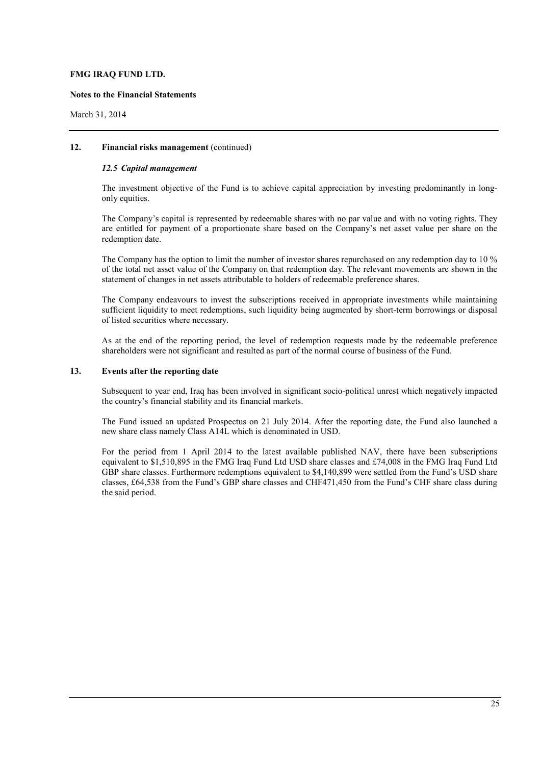## 12. Financial risks management (continued)

### *12.5 Capital management*

The investment objective of the Fund is to achieve capital appreciation by investing predominantly in long-only equities.

The Company's capital is represented by redeemable shares with no par value and with no voting rights. They are entitled for payment of a proportionate share based on the Company's net asset value per share on the redemption date.

The Company has the option to limit the number of investor shares repurchased on any redemption day to 10 % of the total net asset value of the Company on that redemption day. The relevant movements are shown in the statement of changes in net assets attributable to holders of redeemable preference shares.

The Company endeavours to invest the subscriptions received in appropriate investments while maintaining sufficient liquidity to meet redemptions, such liquidity being augmented by short-term borrowings or disposal of listed securities where necessary.

As at the end of the reporting period, the level of redemption requests made by the redeemable preference shareholders were not significant and resulted as part of the normal course of business of the Fund.

## 13. Events after the reporting date

Subsequent to year end, Iraq has been involved in significant socio-political unrest which negatively impacted the country's financial stability and its financial markets.

The Fund issued an updated Prospectus on 21 July 2014. After the reporting date, the Fund also launched a new share class namely Class A14L which is denominated in USD.

For the period from 1 April 2014 to the latest available published NAV, there have been subscriptions equivalent to $1,510,895 in the FMG Iraq Fund Ltd USD share classes and £74,008 in the FMG Iraq Fund Ltd GBP share classes. Furthermore redemptions equivalent to $4,140,899 were settled from the Fund's USD share classes, £64,538 from the Fund's GBP share classes and CHF471,450 from the Fund's CHF share class during the said period.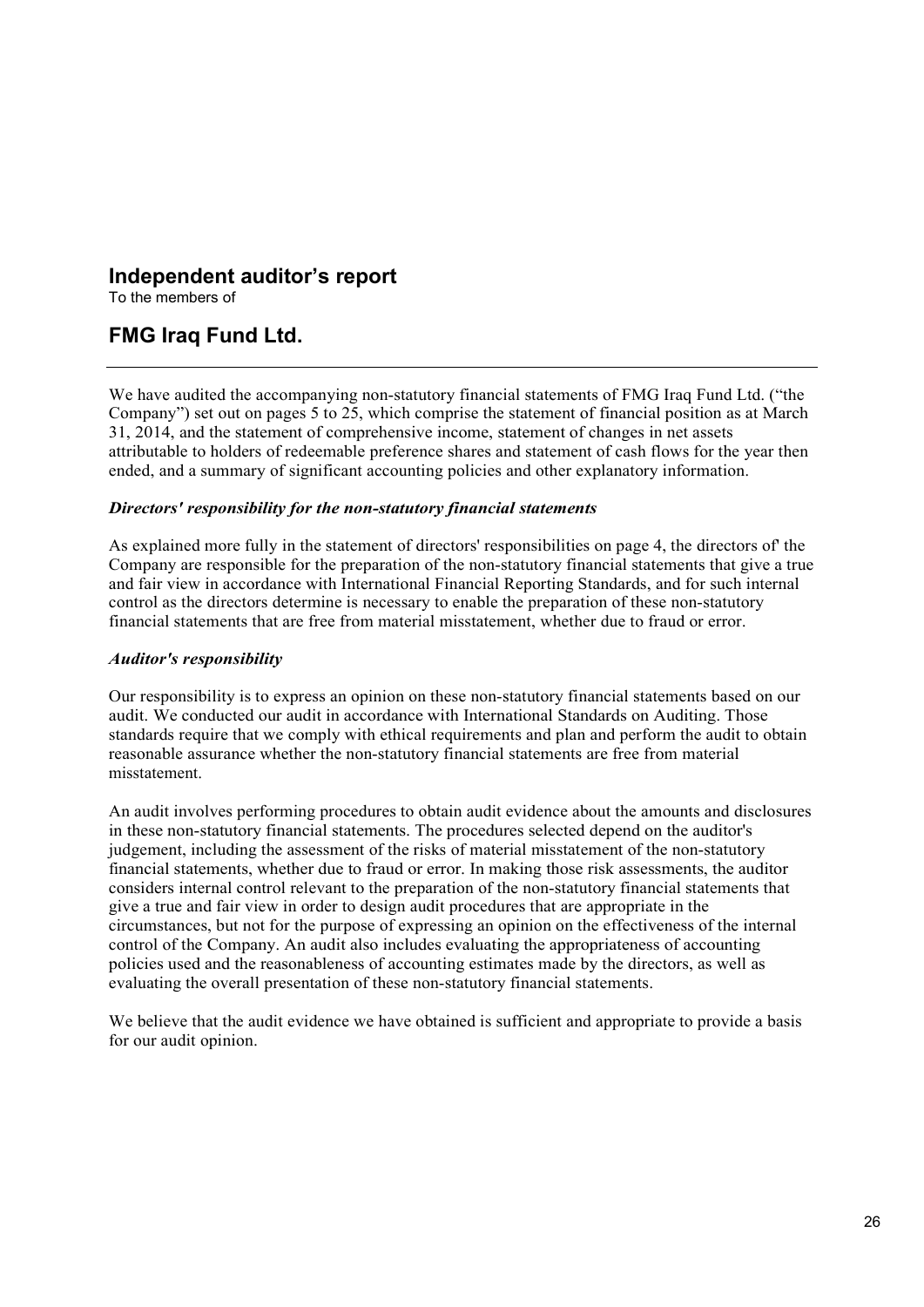# Independent auditor's report

To the members of

## FMG Iraq Fund Ltd.

We have audited the accompanying non-statutory financial statements of FMG Iraq Fund Ltd. ("the Company") set out on pages 5 to 25, which comprise the statement of financial position as at March 31, 2014, and the statement of comprehensive income, statement of changes in net assets attributable to holders of redeemable preference shares and statement of cash flows for the year then ended, and a summary of significant accounting policies and other explanatory information.

***Directors' responsibility for the non-statutory financial statements***

As explained more fully in the statement of directors' responsibilities on page 4, the directors of' the Company are responsible for the preparation of the non-statutory financial statements that give a true and fair view in accordance with International Financial Reporting Standards, and for such internal control as the directors determine is necessary to enable the preparation of these non-statutory financial statements that are free from material misstatement, whether due to fraud or error.

***Auditor's responsibility***

Our responsibility is to express an opinion on these non-statutory financial statements based on our audit. We conducted our audit in accordance with International Standards on Auditing. Those standards require that we comply with ethical requirements and plan and perform the audit to obtain reasonable assurance whether the non-statutory financial statements are free from material misstatement.

An audit involves performing procedures to obtain audit evidence about the amounts and disclosures in these non-statutory financial statements. The procedures selected depend on the auditor's judgement, including the assessment of the risks of material misstatement of the non-statutory financial statements, whether due to fraud or error. In making those risk assessments, the auditor considers internal control relevant to the preparation of the non-statutory financial statements that give a true and fair view in order to design audit procedures that are appropriate in the circumstances, but not for the purpose of expressing an opinion on the effectiveness of the internal control of the Company. An audit also includes evaluating the appropriateness of accounting policies used and the reasonableness of accounting estimates made by the directors, as well as evaluating the overall presentation of these non-statutory financial statements.

We believe that the audit evidence we have obtained is sufficient and appropriate to provide a basis for our audit opinion.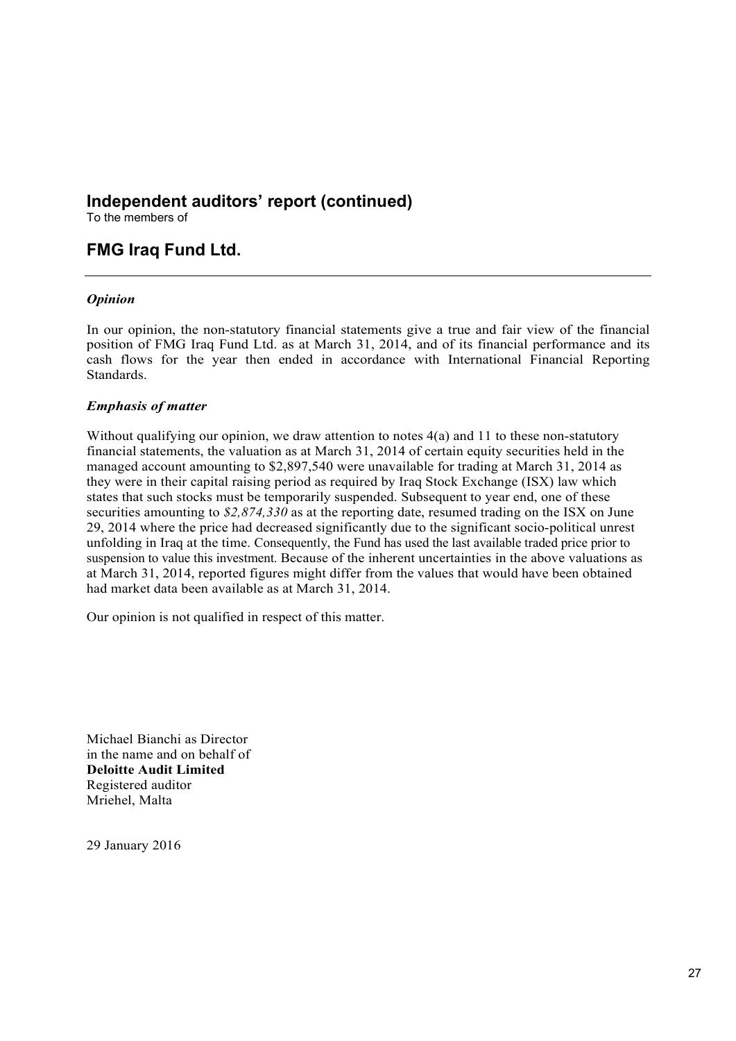# Independent auditors' report (continued)

To the members of

## FMG Iraq Fund Ltd.

***Opinion***

In our opinion, the non-statutory financial statements give a true and fair view of the financial position of FMG Iraq Fund Ltd. as at March 31, 2014, and of its financial performance and its cash flows for the year then ended in accordance with International Financial Reporting Standards.

***Emphasis of matter***

Without qualifying our opinion, we draw attention to notes 4(a) and 11 to these non-statutory financial statements, the valuation as at March 31, 2014 of certain equity securities held in the managed account amounting to $2,897,540 were unavailable for trading at March 31, 2014 as they were in their capital raising period as required by Iraq Stock Exchange (ISX) law which states that such stocks must be temporarily suspended. Subsequent to year end, one of these securities amounting to *$2,874,330* as at the reporting date, resumed trading on the ISX on June 29, 2014 where the price had decreased significantly due to the significant socio-political unrest unfolding in Iraq at the time. Consequently, the Fund has used the last available traded price prior to suspension to value this investment. Because of the inherent uncertainties in the above valuations as at March 31, 2014, reported figures might differ from the values that would have been obtained had market data been available as at March 31, 2014.

Our opinion is not qualified in respect of this matter.

Michael Bianchi as Director
in the name and on behalf of
**Deloitte Audit Limited**
Registered auditor
Mriehel, Malta

29 January 2016